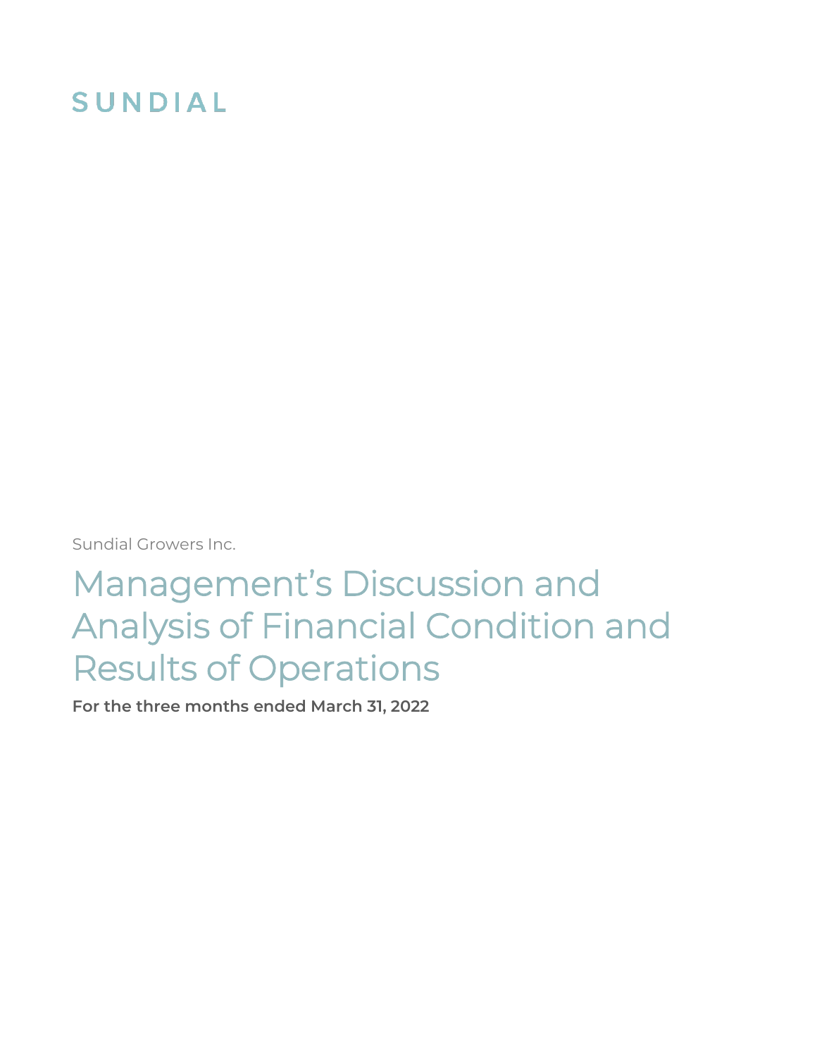SUNDIAL

Sundial Growers Inc.

# Management's Discussion and Analysis of Financial Condition and Results of Operations

**For the three months ended March 31, 2022**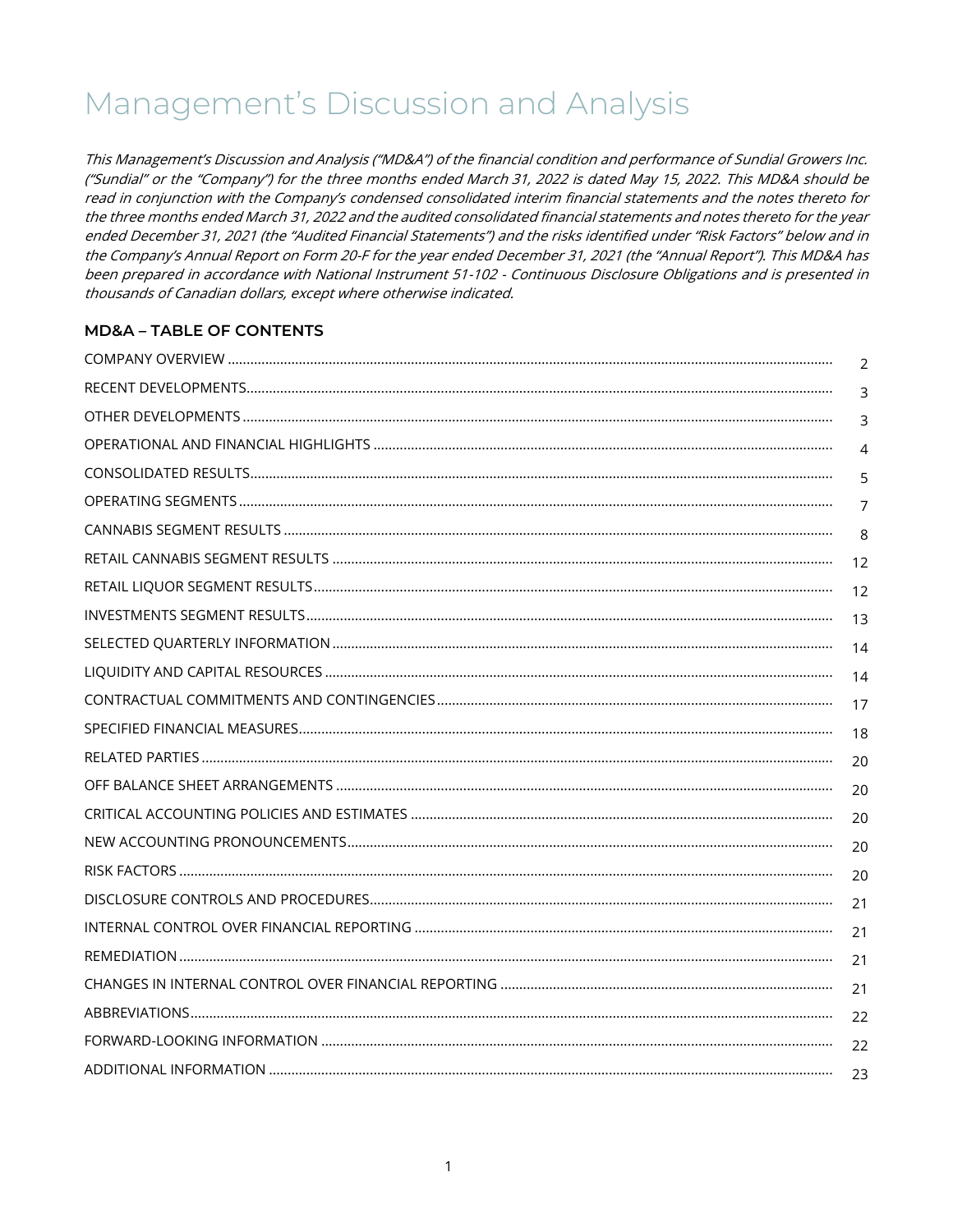# Management's Discussion and Analysis

*This Management's Discussion and Analysis ("MD&A") of the financial condition and performance of Sundial Growers Inc. ("Sundial" or the "Company") for the three months ended March 31, 2022 is dated May 15, 2022. This MD&A should be read in conjunction with the Company's condensed consolidated interim financial statements and the notes thereto for the three months ended March 31, 2022 and the audited consolidated financial statements and notes thereto for the year ended December 31, 2021 (the "Audited Financial Statements") and the risks identified under "Risk Factors" below and in the Company's Annual Report on Form 20-F for the year ended December 31, 2021 (the "Annual Report"). This MD&A has been prepared in accordance with National Instrument 51-102 - Continuous Disclosure Obligations and is presented in thousands of Canadian dollars, except where otherwise indicated.*

### MD&A – TABLE OF CONTENTS

| | |
|---|---|
| COMPANY OVERVIEW | 2 |
| RECENT DEVELOPMENTS | 3 |
| OTHER DEVELOPMENTS | 3 |
| OPERATIONAL AND FINANCIAL HIGHLIGHTS | 4 |
| CONSOLIDATED RESULTS | 5 |
| OPERATING SEGMENTS | 7 |
| CANNABIS SEGMENT RESULTS | 8 |
| RETAIL CANNABIS SEGMENT RESULTS | 12 |
| RETAIL LIQUOR SEGMENT RESULTS | 12 |
| INVESTMENTS SEGMENT RESULTS | 13 |
| SELECTED QUARTERLY INFORMATION | 14 |
| LIQUIDITY AND CAPITAL RESOURCES | 14 |
| CONTRACTUAL COMMITMENTS AND CONTINGENCIES | 17 |
| SPECIFIED FINANCIAL MEASURES | 18 |
| RELATED PARTIES | 20 |
| OFF BALANCE SHEET ARRANGEMENTS | 20 |
| CRITICAL ACCOUNTING POLICIES AND ESTIMATES | 20 |
| NEW ACCOUNTING PRONOUNCEMENTS | 20 |
| RISK FACTORS | 20 |
| DISCLOSURE CONTROLS AND PROCEDURES | 21 |
| INTERNAL CONTROL OVER FINANCIAL REPORTING | 21 |
| REMEDIATION | 21 |
| CHANGES IN INTERNAL CONTROL OVER FINANCIAL REPORTING | 21 |
| ABBREVIATIONS | 22 |
| FORWARD-LOOKING INFORMATION | 22 |
| ADDITIONAL INFORMATION | 23 |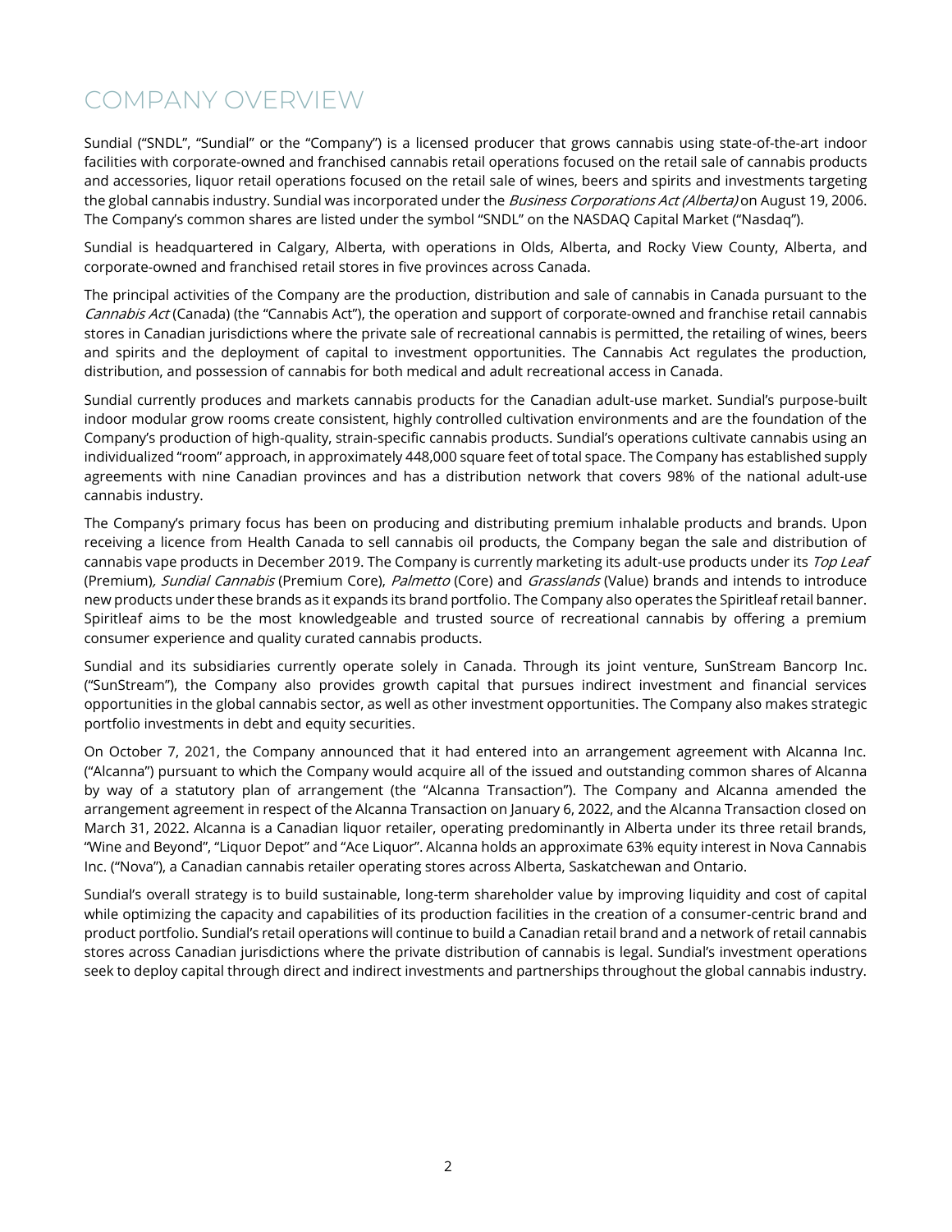# COMPANY OVERVIEW

Sundial ("SNDL", "Sundial" or the "Company") is a licensed producer that grows cannabis using state-of-the-art indoor facilities with corporate-owned and franchised cannabis retail operations focused on the retail sale of cannabis products and accessories, liquor retail operations focused on the retail sale of wines, beers and spirits and investments targeting the global cannabis industry. Sundial was incorporated under the *Business Corporations Act (Alberta)* on August 19, 2006. The Company's common shares are listed under the symbol "SNDL" on the NASDAQ Capital Market ("Nasdaq").

Sundial is headquartered in Calgary, Alberta, with operations in Olds, Alberta, and Rocky View County, Alberta, and corporate-owned and franchised retail stores in five provinces across Canada.

The principal activities of the Company are the production, distribution and sale of cannabis in Canada pursuant to the *Cannabis Act* (Canada) (the "Cannabis Act"), the operation and support of corporate-owned and franchise retail cannabis stores in Canadian jurisdictions where the private sale of recreational cannabis is permitted, the retailing of wines, beers and spirits and the deployment of capital to investment opportunities. The Cannabis Act regulates the production, distribution, and possession of cannabis for both medical and adult recreational access in Canada.

Sundial currently produces and markets cannabis products for the Canadian adult-use market. Sundial's purpose-built indoor modular grow rooms create consistent, highly controlled cultivation environments and are the foundation of the Company's production of high-quality, strain-specific cannabis products. Sundial's operations cultivate cannabis using an individualized "room" approach, in approximately 448,000 square feet of total space. The Company has established supply agreements with nine Canadian provinces and has a distribution network that covers 98% of the national adult-use cannabis industry.

The Company's primary focus has been on producing and distributing premium inhalable products and brands. Upon receiving a licence from Health Canada to sell cannabis oil products, the Company began the sale and distribution of cannabis vape products in December 2019. The Company is currently marketing its adult-use products under its *Top Leaf* (Premium), *Sundial Cannabis* (Premium Core), *Palmetto* (Core) and *Grasslands* (Value) brands and intends to introduce new products under these brands as it expands its brand portfolio. The Company also operates the Spiritleaf retail banner. Spiritleaf aims to be the most knowledgeable and trusted source of recreational cannabis by offering a premium consumer experience and quality curated cannabis products.

Sundial and its subsidiaries currently operate solely in Canada. Through its joint venture, SunStream Bancorp Inc. ("SunStream"), the Company also provides growth capital that pursues indirect investment and financial services opportunities in the global cannabis sector, as well as other investment opportunities. The Company also makes strategic portfolio investments in debt and equity securities.

On October 7, 2021, the Company announced that it had entered into an arrangement agreement with Alcanna Inc. ("Alcanna") pursuant to which the Company would acquire all of the issued and outstanding common shares of Alcanna by way of a statutory plan of arrangement (the "Alcanna Transaction"). The Company and Alcanna amended the arrangement agreement in respect of the Alcanna Transaction on January 6, 2022, and the Alcanna Transaction closed on March 31, 2022. Alcanna is a Canadian liquor retailer, operating predominantly in Alberta under its three retail brands, "Wine and Beyond", "Liquor Depot" and "Ace Liquor". Alcanna holds an approximate 63% equity interest in Nova Cannabis Inc. ("Nova"), a Canadian cannabis retailer operating stores across Alberta, Saskatchewan and Ontario.

Sundial's overall strategy is to build sustainable, long-term shareholder value by improving liquidity and cost of capital while optimizing the capacity and capabilities of its production facilities in the creation of a consumer-centric brand and product portfolio. Sundial's retail operations will continue to build a Canadian retail brand and a network of retail cannabis stores across Canadian jurisdictions where the private distribution of cannabis is legal. Sundial's investment operations seek to deploy capital through direct and indirect investments and partnerships throughout the global cannabis industry.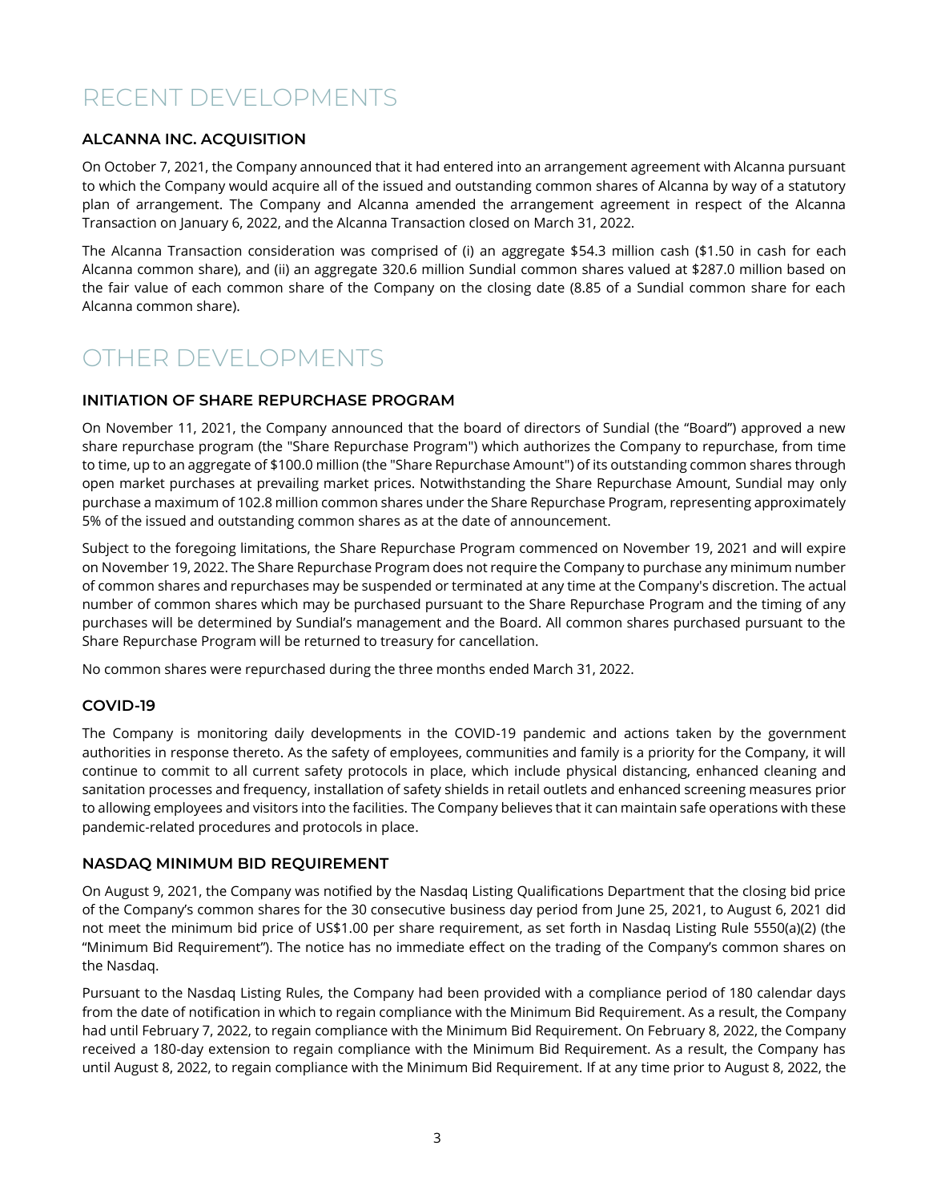# RECENT DEVELOPMENTS

### ALCANNA INC. ACQUISITION

On October 7, 2021, the Company announced that it had entered into an arrangement agreement with Alcanna pursuant to which the Company would acquire all of the issued and outstanding common shares of Alcanna by way of a statutory plan of arrangement. The Company and Alcanna amended the arrangement agreement in respect of the Alcanna Transaction on January 6, 2022, and the Alcanna Transaction closed on March 31, 2022.

The Alcanna Transaction consideration was comprised of (i) an aggregate $54.3 million cash ($1.50 in cash for each Alcanna common share), and (ii) an aggregate 320.6 million Sundial common shares valued at $287.0 million based on the fair value of each common share of the Company on the closing date (8.85 of a Sundial common share for each Alcanna common share).

# OTHER DEVELOPMENTS

### INITIATION OF SHARE REPURCHASE PROGRAM

On November 11, 2021, the Company announced that the board of directors of Sundial (the "Board") approved a new share repurchase program (the "Share Repurchase Program") which authorizes the Company to repurchase, from time to time, up to an aggregate of $100.0 million (the "Share Repurchase Amount") of its outstanding common shares through open market purchases at prevailing market prices. Notwithstanding the Share Repurchase Amount, Sundial may only purchase a maximum of 102.8 million common shares under the Share Repurchase Program, representing approximately 5% of the issued and outstanding common shares as at the date of announcement.

Subject to the foregoing limitations, the Share Repurchase Program commenced on November 19, 2021 and will expire on November 19, 2022. The Share Repurchase Program does not require the Company to purchase any minimum number of common shares and repurchases may be suspended or terminated at any time at the Company's discretion. The actual number of common shares which may be purchased pursuant to the Share Repurchase Program and the timing of any purchases will be determined by Sundial's management and the Board. All common shares purchased pursuant to the Share Repurchase Program will be returned to treasury for cancellation.

No common shares were repurchased during the three months ended March 31, 2022.

### COVID-19

The Company is monitoring daily developments in the COVID-19 pandemic and actions taken by the government authorities in response thereto. As the safety of employees, communities and family is a priority for the Company, it will continue to commit to all current safety protocols in place, which include physical distancing, enhanced cleaning and sanitation processes and frequency, installation of safety shields in retail outlets and enhanced screening measures prior to allowing employees and visitors into the facilities. The Company believes that it can maintain safe operations with these pandemic-related procedures and protocols in place.

### NASDAQ MINIMUM BID REQUIREMENT

On August 9, 2021, the Company was notified by the Nasdaq Listing Qualifications Department that the closing bid price of the Company's common shares for the 30 consecutive business day period from June 25, 2021, to August 6, 2021 did not meet the minimum bid price of US$1.00 per share requirement, as set forth in Nasdaq Listing Rule 5550(a)(2) (the "Minimum Bid Requirement"). The notice has no immediate effect on the trading of the Company's common shares on the Nasdaq.

Pursuant to the Nasdaq Listing Rules, the Company had been provided with a compliance period of 180 calendar days from the date of notification in which to regain compliance with the Minimum Bid Requirement. As a result, the Company had until February 7, 2022, to regain compliance with the Minimum Bid Requirement. On February 8, 2022, the Company received a 180-day extension to regain compliance with the Minimum Bid Requirement. As a result, the Company has until August 8, 2022, to regain compliance with the Minimum Bid Requirement. If at any time prior to August 8, 2022, the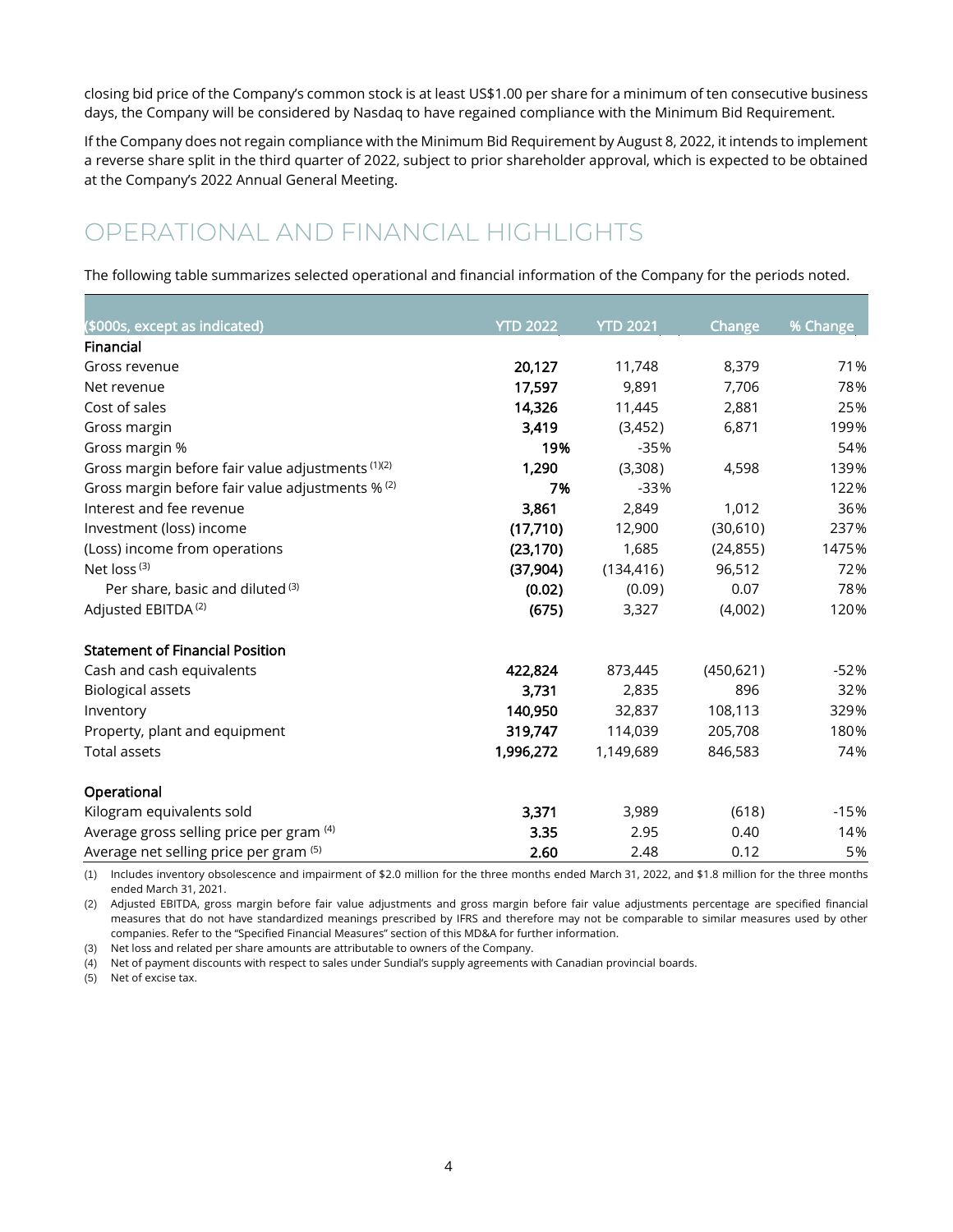closing bid price of the Company's common stock is at least US$1.00 per share for a minimum of ten consecutive business days, the Company will be considered by Nasdaq to have regained compliance with the Minimum Bid Requirement.

If the Company does not regain compliance with the Minimum Bid Requirement by August 8, 2022, it intends to implement a reverse share split in the third quarter of 2022, subject to prior shareholder approval, which is expected to be obtained at the Company's 2022 Annual General Meeting.

# OPERATIONAL AND FINANCIAL HIGHLIGHTS

The following table summarizes selected operational and financial information of the Company for the periods noted.

| ($000s, except as indicated) | YTD 2022 | YTD 2021 | Change | % Change |
|---|---|---|---|---|
| **Financial** | | | | |
| Gross revenue | **20,127** | 11,748 | 8,379 | 71% |
| Net revenue | **17,597** | 9,891 | 7,706 | 78% |
| Cost of sales | **14,326** | 11,445 | 2,881 | 25% |
| Gross margin | **3,419** | (3,452) | 6,871 | 199% |
| Gross margin % | **19%** | -35% | | 54% |
| Gross margin before fair value adjustments [(1)(2)] | **1,290** | (3,308) | 4,598 | 139% |
| Gross margin before fair value adjustments % [(2)] | **7%** | -33% | | 122% |
| Interest and fee revenue | **3,861** | 2,849 | 1,012 | 36% |
| Investment (loss) income | **(17,710)** | 12,900 | (30,610) | 237% |
| (Loss) income from operations | **(23,170)** | 1,685 | (24,855) | 1475% |
| Net loss [(3)] | **(37,904)** | (134,416) | 96,512 | 72% |
| Per share, basic and diluted [(3)] | **(0.02)** | (0.09) | 0.07 | 78% |
| Adjusted EBITDA [(2)] | **(675)** | 3,327 | (4,002) | 120% |
| | | | | |
| **Statement of Financial Position** | | | | |
| Cash and cash equivalents | **422,824** | 873,445 | (450,621) | -52% |
| Biological assets | **3,731** | 2,835 | 896 | 32% |
| Inventory | **140,950** | 32,837 | 108,113 | 329% |
| Property, plant and equipment | **319,747** | 114,039 | 205,708 | 180% |
| Total assets | **1,996,272** | 1,149,689 | 846,583 | 74% |
| | | | | |
| **Operational** | | | | |
| Kilogram equivalents sold | **3,371** | 3,989 | (618) | -15% |
| Average gross selling price per gram [(4)] | **3.35** | 2.95 | 0.40 | 14% |
| Average net selling price per gram [(5)] | **2.60** | 2.48 | 0.12 | 5% |

(1) Includes inventory obsolescence and impairment of $2.0 million for the three months ended March 31, 2022, and $1.8 million for the three months ended March 31, 2021.

(2) Adjusted EBITDA, gross margin before fair value adjustments and gross margin before fair value adjustments percentage are specified financial measures that do not have standardized meanings prescribed by IFRS and therefore may not be comparable to similar measures used by other companies. Refer to the "Specified Financial Measures" section of this MD&A for further information.

(3) Net loss and related per share amounts are attributable to owners of the Company.

(4) Net of payment discounts with respect to sales under Sundial's supply agreements with Canadian provincial boards.

(5) Net of excise tax.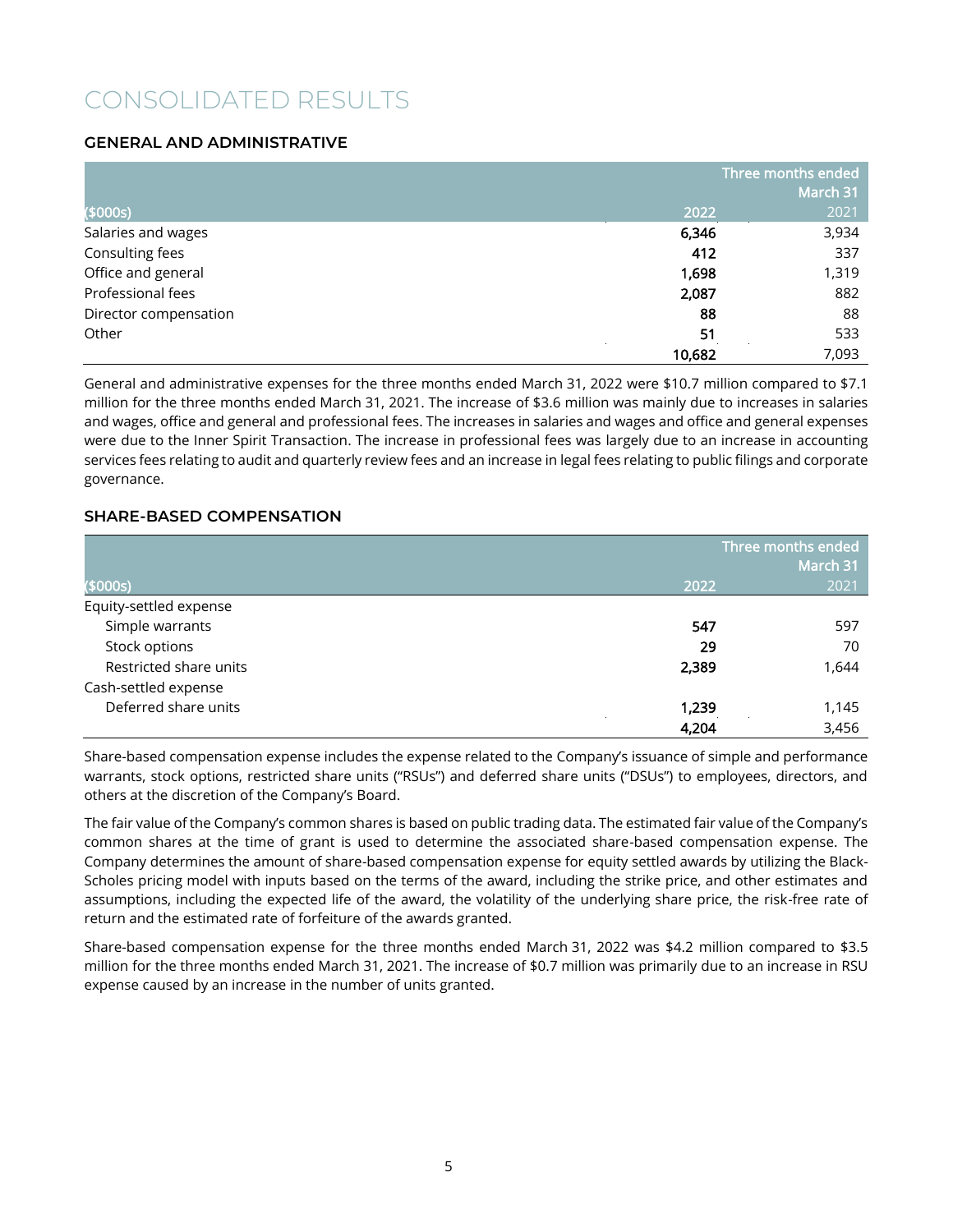# CONSOLIDATED RESULTS

## GENERAL AND ADMINISTRATIVE

| ($000s) | Three months ended March 31 2022 | 2021 |
|---|---|---|
| Salaries and wages | **6,346** | 3,934 |
| Consulting fees | **412** | 337 |
| Office and general | **1,698** | 1,319 |
| Professional fees | **2,087** | 882 |
| Director compensation | **88** | 88 |
| Other | **51** | 533 |
| | **10,682** | 7,093 |

General and administrative expenses for the three months ended March 31, 2022 were $10.7 million compared to $7.1 million for the three months ended March 31, 2021. The increase of $3.6 million was mainly due to increases in salaries and wages, office and general and professional fees. The increases in salaries and wages and office and general expenses were due to the Inner Spirit Transaction. The increase in professional fees was largely due to an increase in accounting services fees relating to audit and quarterly review fees and an increase in legal fees relating to public filings and corporate governance.

## SHARE-BASED COMPENSATION

| ($000s) | Three months ended March 31 2022 | 2021 |
|---|---|---|
| Equity-settled expense | | |
| Simple warrants | **547** | 597 |
| Stock options | **29** | 70 |
| Restricted share units | **2,389** | 1,644 |
| Cash-settled expense | | |
| Deferred share units | **1,239** | 1,145 |
| | **4,204** | 3,456 |

Share-based compensation expense includes the expense related to the Company's issuance of simple and performance warrants, stock options, restricted share units ("RSUs") and deferred share units ("DSUs") to employees, directors, and others at the discretion of the Company's Board.

The fair value of the Company's common shares is based on public trading data. The estimated fair value of the Company's common shares at the time of grant is used to determine the associated share-based compensation expense. The Company determines the amount of share-based compensation expense for equity settled awards by utilizing the Black-Scholes pricing model with inputs based on the terms of the award, including the strike price, and other estimates and assumptions, including the expected life of the award, the volatility of the underlying share price, the risk-free rate of return and the estimated rate of forfeiture of the awards granted.

Share-based compensation expense for the three months ended March 31, 2022 was $4.2 million compared to $3.5 million for the three months ended March 31, 2021. The increase of $0.7 million was primarily due to an increase in RSU expense caused by an increase in the number of units granted.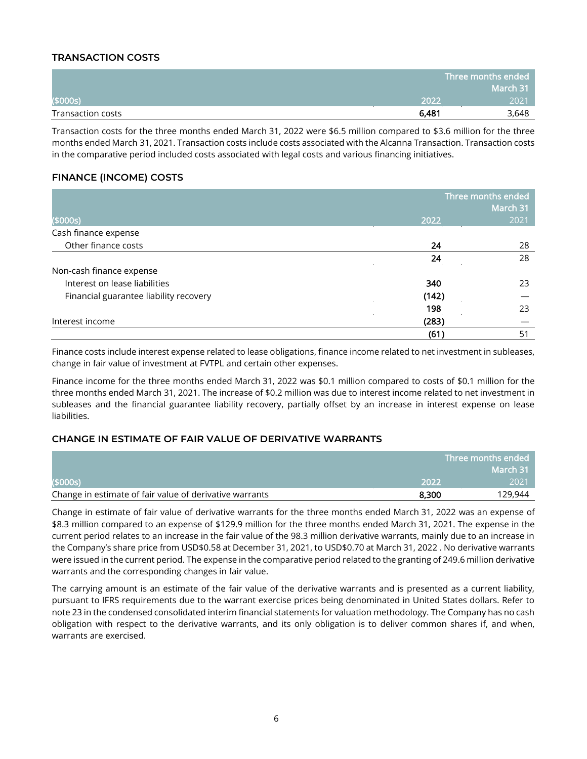### TRANSACTION COSTS

| | Three months ended March 31 | |
|---|---|---|
| ($000s) | 2022 | 2021 |
| Transaction costs | **6,481** | 3,648 |

Transaction costs for the three months ended March 31, 2022 were $6.5 million compared to $3.6 million for the three months ended March 31, 2021. Transaction costs include costs associated with the Alcanna Transaction. Transaction costs in the comparative period included costs associated with legal costs and various financing initiatives.

### FINANCE (INCOME) COSTS

| | Three months ended March 31 | |
|---|---|---|
| ($000s) | 2022 | 2021 |
| Cash finance expense | | |
| Other finance costs | **24** | 28 |
| | **24** | 28 |
| Non-cash finance expense | | |
| Interest on lease liabilities | **340** | 23 |
| Financial guarantee liability recovery | **(142)** | — |
| | **198** | 23 |
| Interest income | **(283)** | — |
| | **(61)** | 51 |

Finance costs include interest expense related to lease obligations, finance income related to net investment in subleases, change in fair value of investment at FVTPL and certain other expenses.

Finance income for the three months ended March 31, 2022 was $0.1 million compared to costs of $0.1 million for the three months ended March 31, 2021. The increase of $0.2 million was due to interest income related to net investment in subleases and the financial guarantee liability recovery, partially offset by an increase in interest expense on lease liabilities.

### CHANGE IN ESTIMATE OF FAIR VALUE OF DERIVATIVE WARRANTS

| | Three months ended March 31 | |
|---|---|---|
| ($000s) | 2022 | 2021 |
| Change in estimate of fair value of derivative warrants | **8,300** | 129,944 |

Change in estimate of fair value of derivative warrants for the three months ended March 31, 2022 was an expense of $8.3 million compared to an expense of $129.9 million for the three months ended March 31, 2021. The expense in the current period relates to an increase in the fair value of the 98.3 million derivative warrants, mainly due to an increase in the Company's share price from USD$0.58 at December 31, 2021, to USD$0.70 at March 31, 2022 . No derivative warrants were issued in the current period. The expense in the comparative period related to the granting of 249.6 million derivative warrants and the corresponding changes in fair value.

The carrying amount is an estimate of the fair value of the derivative warrants and is presented as a current liability, pursuant to IFRS requirements due to the warrant exercise prices being denominated in United States dollars. Refer to note 23 in the condensed consolidated interim financial statements for valuation methodology. The Company has no cash obligation with respect to the derivative warrants, and its only obligation is to deliver common shares if, and when, warrants are exercised.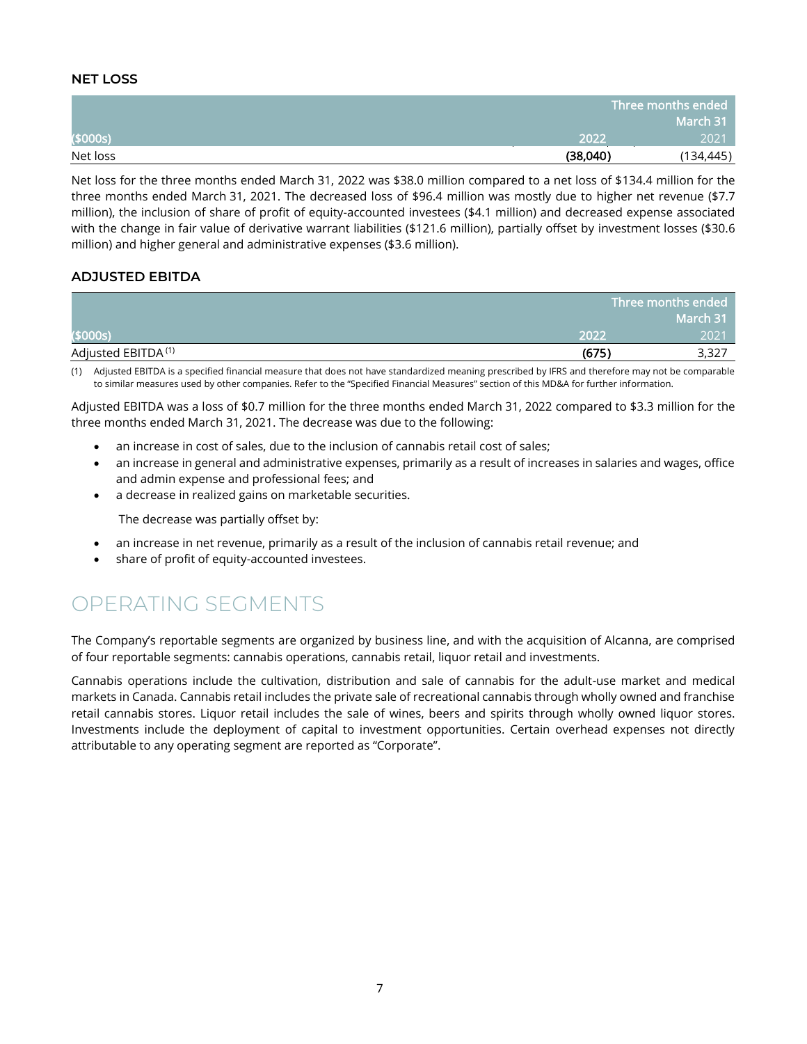### NET LOSS

| ($000s) | Three months ended March 31 | |
|---|---|---|
| | 2022 | 2021 |
| Net loss | **(38,040)** | (134,445) |

Net loss for the three months ended March 31, 2022 was $38.0 million compared to a net loss of $134.4 million for the three months ended March 31, 2021. The decreased loss of $96.4 million was mostly due to higher net revenue ($7.7 million), the inclusion of share of profit of equity-accounted investees ($4.1 million) and decreased expense associated with the change in fair value of derivative warrant liabilities ($121.6 million), partially offset by investment losses ($30.6 million) and higher general and administrative expenses ($3.6 million).

### ADJUSTED EBITDA

| ($000s) | Three months ended March 31 | |
|---|---|---|
| | 2022 | 2021 |
| Adjusted EBITDA [1] | **(675)** | 3,327 |

(1) Adjusted EBITDA is a specified financial measure that does not have standardized meaning prescribed by IFRS and therefore may not be comparable to similar measures used by other companies. Refer to the "Specified Financial Measures" section of this MD&A for further information.

Adjusted EBITDA was a loss of $0.7 million for the three months ended March 31, 2022 compared to $3.3 million for the three months ended March 31, 2021. The decrease was due to the following:

- an increase in cost of sales, due to the inclusion of cannabis retail cost of sales;
- an increase in general and administrative expenses, primarily as a result of increases in salaries and wages, office and admin expense and professional fees; and
- a decrease in realized gains on marketable securities.

The decrease was partially offset by:

- an increase in net revenue, primarily as a result of the inclusion of cannabis retail revenue; and
- share of profit of equity-accounted investees.

## OPERATING SEGMENTS

The Company's reportable segments are organized by business line, and with the acquisition of Alcanna, are comprised of four reportable segments: cannabis operations, cannabis retail, liquor retail and investments.

Cannabis operations include the cultivation, distribution and sale of cannabis for the adult-use market and medical markets in Canada. Cannabis retail includes the private sale of recreational cannabis through wholly owned and franchise retail cannabis stores. Liquor retail includes the sale of wines, beers and spirits through wholly owned liquor stores. Investments include the deployment of capital to investment opportunities. Certain overhead expenses not directly attributable to any operating segment are reported as "Corporate".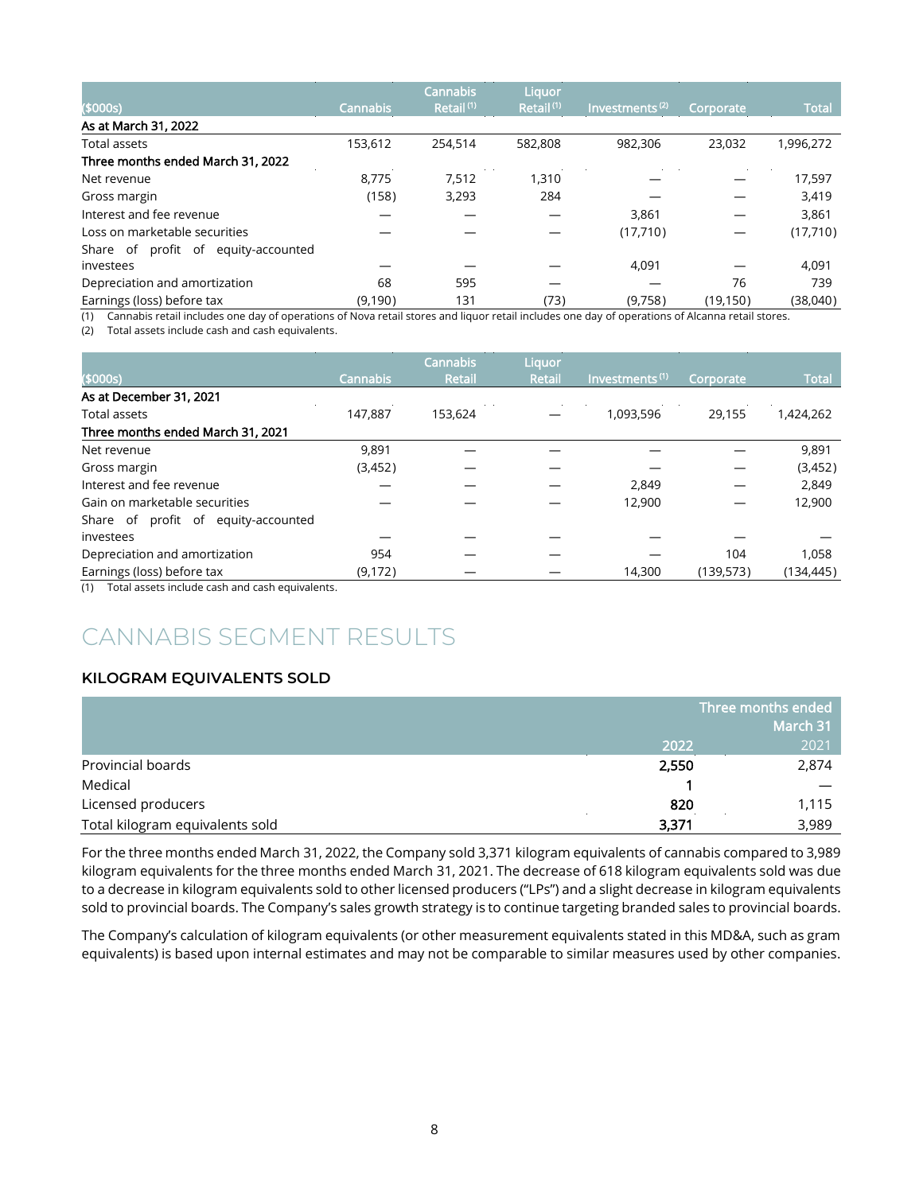| ($000s) | Cannabis | Cannabis Retail [1] | Liquor Retail [1] | Investments [2] | Corporate | Total |
|---|---|---|---|---|---|---|
| **As at March 31, 2022** | | | | | | |
| Total assets | 153,612 | 254,514 | 582,808 | 982,306 | 23,032 | 1,996,272 |
| **Three months ended March 31, 2022** | | | | | | |
| Net revenue | 8,775 | 7,512 | 1,310 | — | — | 17,597 |
| Gross margin | (158) | 3,293 | 284 | — | — | 3,419 |
| Interest and fee revenue | — | — | — | 3,861 | — | 3,861 |
| Loss on marketable securities | — | — | — | (17,710) | — | (17,710) |
| Share of profit of equity-accounted investees | — | — | — | 4,091 | — | 4,091 |
| Depreciation and amortization | 68 | 595 | — | — | 76 | 739 |
| Earnings (loss) before tax | (9,190) | 131 | (73) | (9,758) | (19,150) | (38,040) |

(1) Cannabis retail includes one day of operations of Nova retail stores and liquor retail includes one day of operations of Alcanna retail stores.
(2) Total assets include cash and cash equivalents.

| ($000s) | Cannabis | Cannabis Retail | Liquor Retail | Investments [1] | Corporate | Total |
|---|---|---|---|---|---|---|
| **As at December 31, 2021** | | | | | | |
| Total assets | 147,887 | 153,624 | — | 1,093,596 | 29,155 | 1,424,262 |
| **Three months ended March 31, 2021** | | | | | | |
| Net revenue | 9,891 | — | — | — | — | 9,891 |
| Gross margin | (3,452) | — | — | — | — | (3,452) |
| Interest and fee revenue | — | — | — | 2,849 | — | 2,849 |
| Gain on marketable securities | — | — | — | 12,900 | — | 12,900 |
| Share of profit of equity-accounted investees | — | — | — | — | — | — |
| Depreciation and amortization | 954 | — | — | — | 104 | 1,058 |
| Earnings (loss) before tax | (9,172) | — | — | 14,300 | (139,573) | (134,445) |

(1) Total assets include cash and cash equivalents.

# CANNABIS SEGMENT RESULTS

### KILOGRAM EQUIVALENTS SOLD

| | Three months ended March 31 | |
|---|---|---|
| | **2022** | 2021 |
| Provincial boards | **2,550** | 2,874 |
| Medical | **1** | — |
| Licensed producers | **820** | 1,115 |
| Total kilogram equivalents sold | **3,371** | 3,989 |

For the three months ended March 31, 2022, the Company sold 3,371 kilogram equivalents of cannabis compared to 3,989 kilogram equivalents for the three months ended March 31, 2021. The decrease of 618 kilogram equivalents sold was due to a decrease in kilogram equivalents sold to other licensed producers ("LPs") and a slight decrease in kilogram equivalents sold to provincial boards. The Company's sales growth strategy is to continue targeting branded sales to provincial boards.

The Company's calculation of kilogram equivalents (or other measurement equivalents stated in this MD&A, such as gram equivalents) is based upon internal estimates and may not be comparable to similar measures used by other companies.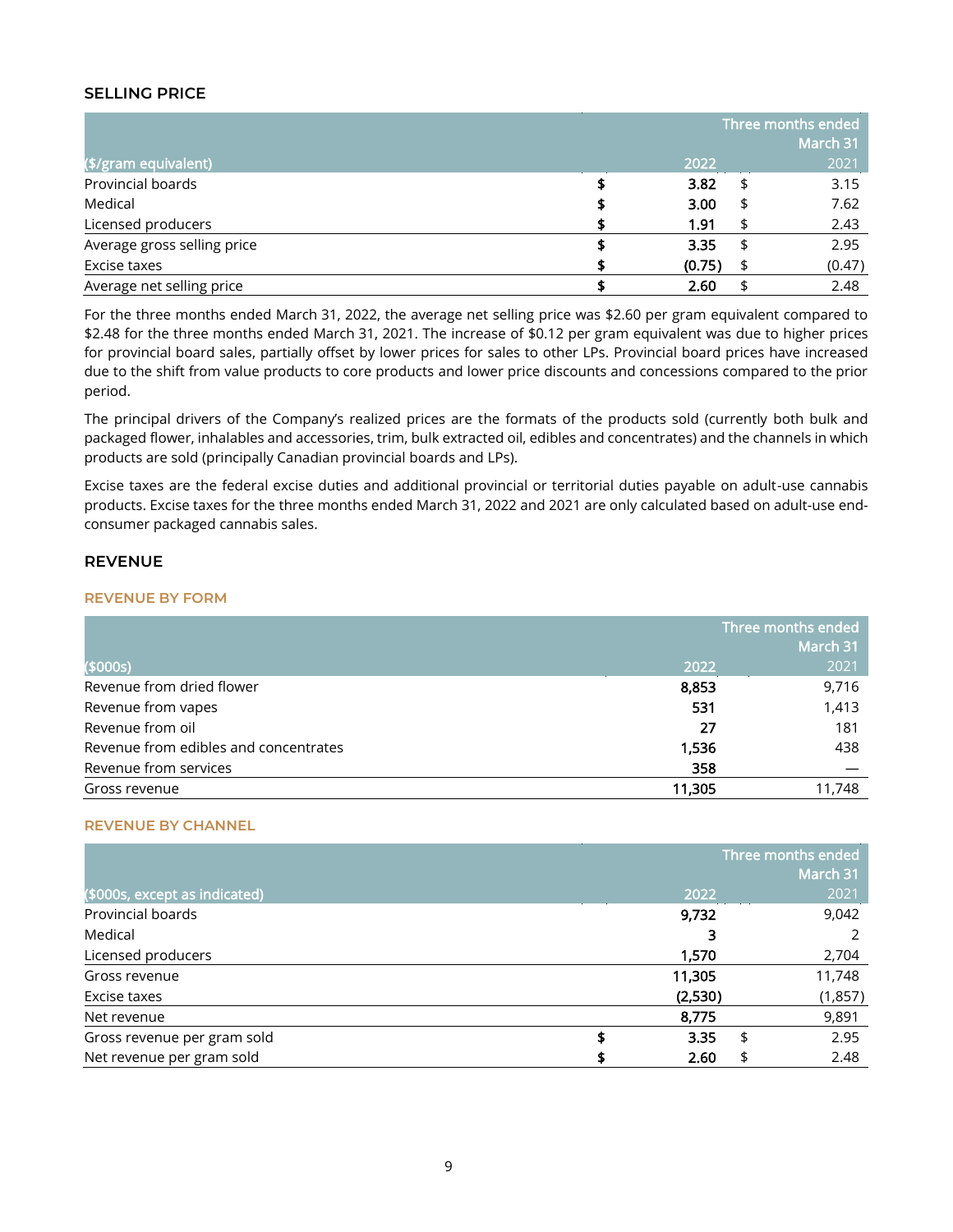## SELLING PRICE

| ($/gram equivalent) | Three months ended March 31 2022 | 2021 |
|---|---|---|
| Provincial boards | **$ 3.82** | $ 3.15 |
| Medical | **$ 3.00** | $ 7.62 |
| Licensed producers | **$ 1.91** | $ 2.43 |
| Average gross selling price | **$ 3.35** | $ 2.95 |
| Excise taxes | **$ (0.75)** | $ (0.47) |
| Average net selling price | **$ 2.60** | $ 2.48 |

For the three months ended March 31, 2022, the average net selling price was $2.60 per gram equivalent compared to $2.48 for the three months ended March 31, 2021. The increase of $0.12 per gram equivalent was due to higher prices for provincial board sales, partially offset by lower prices for sales to other LPs. Provincial board prices have increased due to the shift from value products to core products and lower price discounts and concessions compared to the prior period.

The principal drivers of the Company's realized prices are the formats of the products sold (currently both bulk and packaged flower, inhalables and accessories, trim, bulk extracted oil, edibles and concentrates) and the channels in which products are sold (principally Canadian provincial boards and LPs).

Excise taxes are the federal excise duties and additional provincial or territorial duties payable on adult-use cannabis products. Excise taxes for the three months ended March 31, 2022 and 2021 are only calculated based on adult-use end-consumer packaged cannabis sales.

## REVENUE

### REVENUE BY FORM

| ($000s) | Three months ended March 31 2022 | 2021 |
|---|---|---|
| Revenue from dried flower | **8,853** | 9,716 |
| Revenue from vapes | **531** | 1,413 |
| Revenue from oil | **27** | 181 |
| Revenue from edibles and concentrates | **1,536** | 438 |
| Revenue from services | **358** | — |
| Gross revenue | **11,305** | 11,748 |

### REVENUE BY CHANNEL

| ($000s, except as indicated) | Three months ended March 31 2022 | 2021 |
|---|---|---|
| Provincial boards | **9,732** | 9,042 |
| Medical | **3** | 2 |
| Licensed producers | **1,570** | 2,704 |
| Gross revenue | **11,305** | 11,748 |
| Excise taxes | **(2,530)** | (1,857) |
| Net revenue | **8,775** | 9,891 |
| Gross revenue per gram sold | **$ 3.35** | $ 2.95 |
| Net revenue per gram sold | **$ 2.60** | $ 2.48 |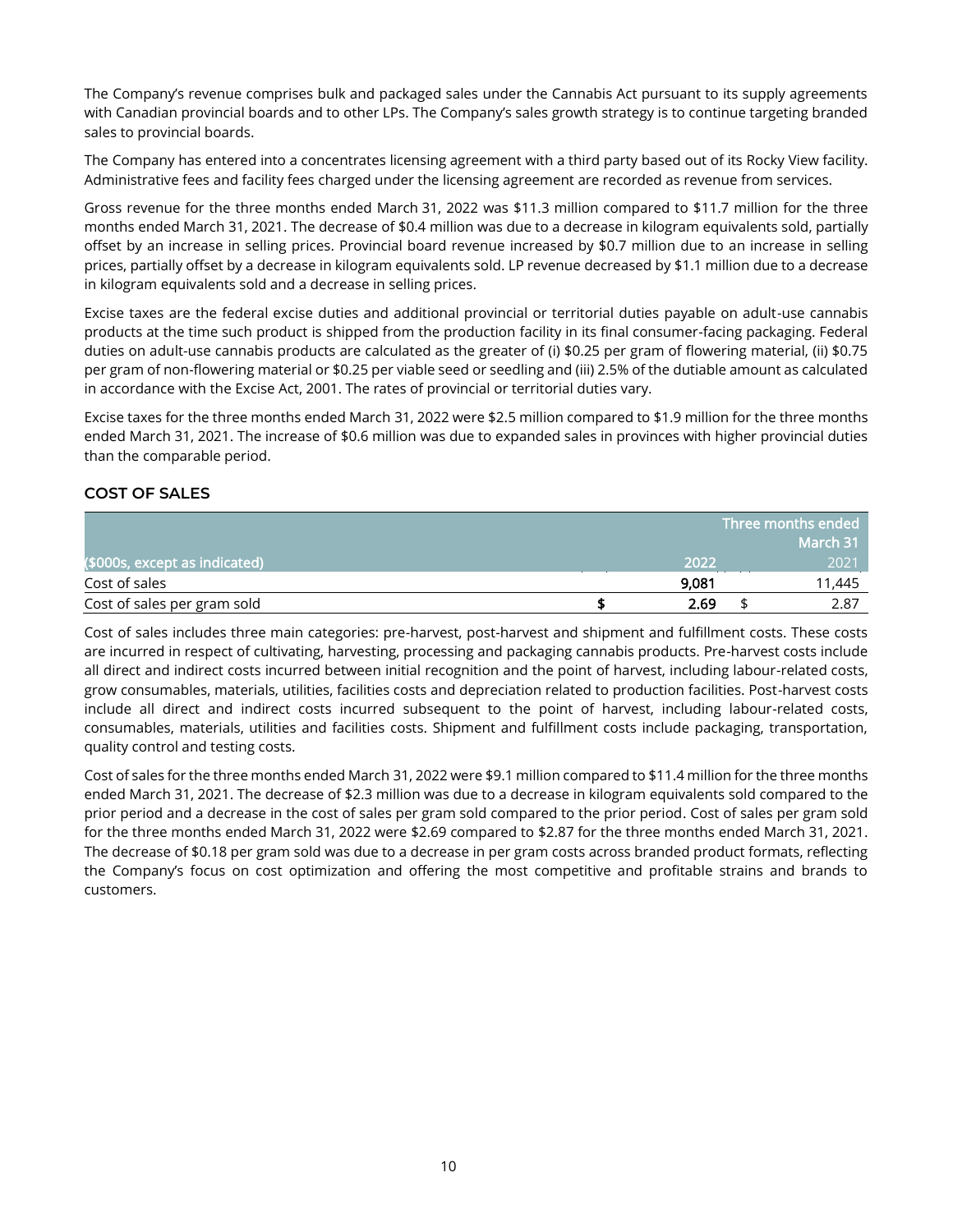The Company's revenue comprises bulk and packaged sales under the Cannabis Act pursuant to its supply agreements with Canadian provincial boards and to other LPs. The Company's sales growth strategy is to continue targeting branded sales to provincial boards.

The Company has entered into a concentrates licensing agreement with a third party based out of its Rocky View facility. Administrative fees and facility fees charged under the licensing agreement are recorded as revenue from services.

Gross revenue for the three months ended March 31, 2022 was $11.3 million compared to $11.7 million for the three months ended March 31, 2021. The decrease of $0.4 million was due to a decrease in kilogram equivalents sold, partially offset by an increase in selling prices. Provincial board revenue increased by $0.7 million due to an increase in selling prices, partially offset by a decrease in kilogram equivalents sold. LP revenue decreased by $1.1 million due to a decrease in kilogram equivalents sold and a decrease in selling prices.

Excise taxes are the federal excise duties and additional provincial or territorial duties payable on adult-use cannabis products at the time such product is shipped from the production facility in its final consumer-facing packaging. Federal duties on adult-use cannabis products are calculated as the greater of (i) $0.25 per gram of flowering material, (ii) $0.75 per gram of non-flowering material or $0.25 per viable seed or seedling and (iii) 2.5% of the dutiable amount as calculated in accordance with the Excise Act, 2001. The rates of provincial or territorial duties vary.

Excise taxes for the three months ended March 31, 2022 were $2.5 million compared to $1.9 million for the three months ended March 31, 2021. The increase of $0.6 million was due to expanded sales in provinces with higher provincial duties than the comparable period.

## COST OF SALES

| | Three months ended March 31 | |
|---|---|---|
| ($000s, except as indicated) | **2022** | 2021 |
| Cost of sales | **9,081** | 11,445 |
| Cost of sales per gram sold | **$ 2.69** | $ 2.87 |

Cost of sales includes three main categories: pre-harvest, post-harvest and shipment and fulfillment costs. These costs are incurred in respect of cultivating, harvesting, processing and packaging cannabis products. Pre-harvest costs include all direct and indirect costs incurred between initial recognition and the point of harvest, including labour-related costs, grow consumables, materials, utilities, facilities costs and depreciation related to production facilities. Post-harvest costs include all direct and indirect costs incurred subsequent to the point of harvest, including labour-related costs, consumables, materials, utilities and facilities costs. Shipment and fulfillment costs include packaging, transportation, quality control and testing costs.

Cost of sales for the three months ended March 31, 2022 were $9.1 million compared to $11.4 million for the three months ended March 31, 2021. The decrease of $2.3 million was due to a decrease in kilogram equivalents sold compared to the prior period and a decrease in the cost of sales per gram sold compared to the prior period. Cost of sales per gram sold for the three months ended March 31, 2022 were $2.69 compared to $2.87 for the three months ended March 31, 2021. The decrease of $0.18 per gram sold was due to a decrease in per gram costs across branded product formats, reflecting the Company's focus on cost optimization and offering the most competitive and profitable strains and brands to customers.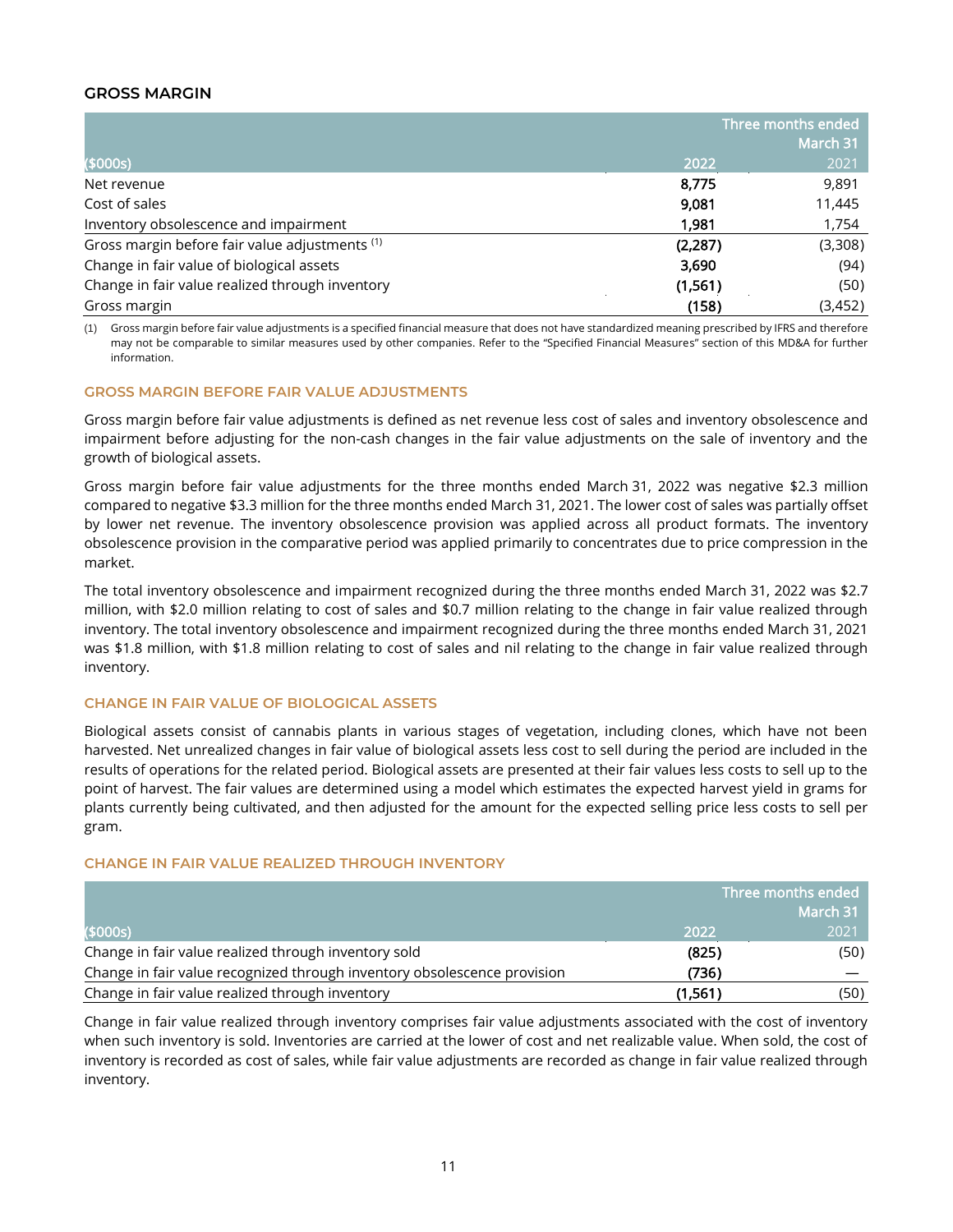## GROSS MARGIN

| ($000s) | Three months ended March 31 2022 | 2021 |
|---|---|---|
| Net revenue | **8,775** | 9,891 |
| Cost of sales | **9,081** | 11,445 |
| Inventory obsolescence and impairment | **1,981** | 1,754 |
| Gross margin before fair value adjustments [1] | **(2,287)** | (3,308) |
| Change in fair value of biological assets | **3,690** | (94) |
| Change in fair value realized through inventory | **(1,561)** | (50) |
| Gross margin | **(158)** | (3,452) |

(1) Gross margin before fair value adjustments is a specified financial measure that does not have standardized meaning prescribed by IFRS and therefore may not be comparable to similar measures used by other companies. Refer to the "Specified Financial Measures" section of this MD&A for further information.

### GROSS MARGIN BEFORE FAIR VALUE ADJUSTMENTS

Gross margin before fair value adjustments is defined as net revenue less cost of sales and inventory obsolescence and impairment before adjusting for the non-cash changes in the fair value adjustments on the sale of inventory and the growth of biological assets.

Gross margin before fair value adjustments for the three months ended March 31, 2022 was negative $2.3 million compared to negative $3.3 million for the three months ended March 31, 2021. The lower cost of sales was partially offset by lower net revenue. The inventory obsolescence provision was applied across all product formats. The inventory obsolescence provision in the comparative period was applied primarily to concentrates due to price compression in the market.

The total inventory obsolescence and impairment recognized during the three months ended March 31, 2022 was $2.7 million, with $2.0 million relating to cost of sales and $0.7 million relating to the change in fair value realized through inventory. The total inventory obsolescence and impairment recognized during the three months ended March 31, 2021 was $1.8 million, with $1.8 million relating to cost of sales and nil relating to the change in fair value realized through inventory.

### CHANGE IN FAIR VALUE OF BIOLOGICAL ASSETS

Biological assets consist of cannabis plants in various stages of vegetation, including clones, which have not been harvested. Net unrealized changes in fair value of biological assets less cost to sell during the period are included in the results of operations for the related period. Biological assets are presented at their fair values less costs to sell up to the point of harvest. The fair values are determined using a model which estimates the expected harvest yield in grams for plants currently being cultivated, and then adjusted for the amount for the expected selling price less costs to sell per gram.

### CHANGE IN FAIR VALUE REALIZED THROUGH INVENTORY

| ($000s) | Three months ended March 31 2022 | 2021 |
|---|---|---|
| Change in fair value realized through inventory sold | **(825)** | (50) |
| Change in fair value recognized through inventory obsolescence provision | **(736)** | — |
| Change in fair value realized through inventory | **(1,561)** | (50) |

Change in fair value realized through inventory comprises fair value adjustments associated with the cost of inventory when such inventory is sold. Inventories are carried at the lower of cost and net realizable value. When sold, the cost of inventory is recorded as cost of sales, while fair value adjustments are recorded as change in fair value realized through inventory.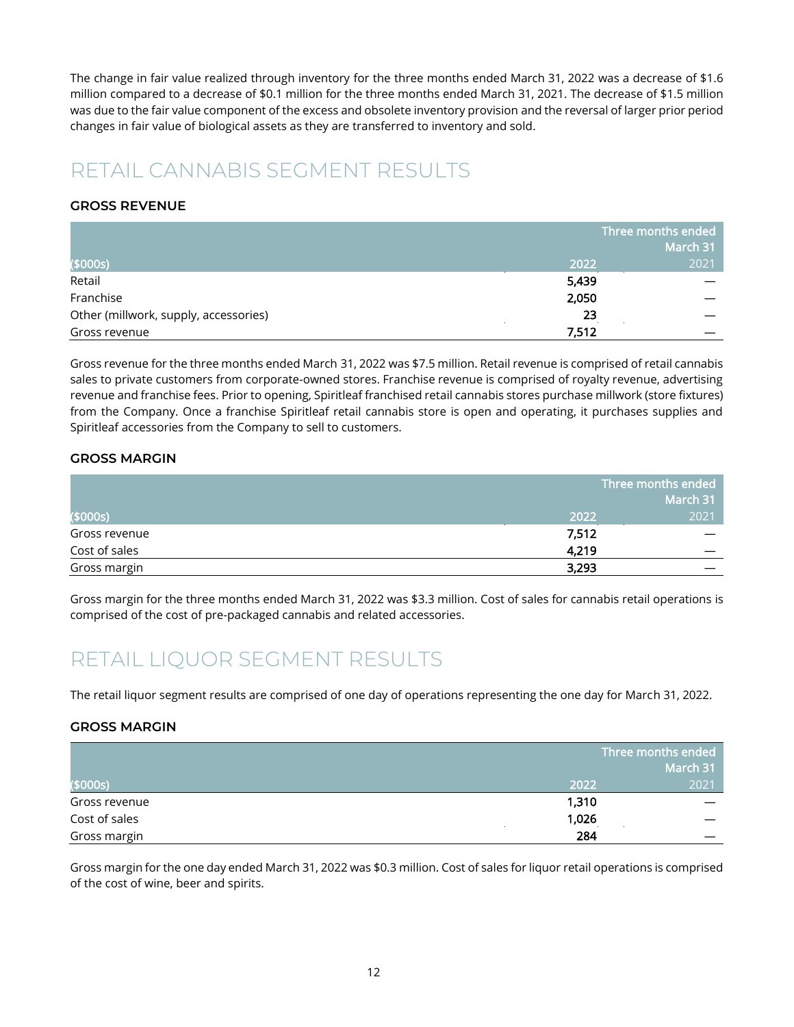The change in fair value realized through inventory for the three months ended March 31, 2022 was a decrease of $1.6 million compared to a decrease of $0.1 million for the three months ended March 31, 2021. The decrease of $1.5 million was due to the fair value component of the excess and obsolete inventory provision and the reversal of larger prior period changes in fair value of biological assets as they are transferred to inventory and sold.

# RETAIL CANNABIS SEGMENT RESULTS

### GROSS REVENUE

| | Three months ended March 31 | |
|---|---|---|
| ($000s) | 2022 | 2021 |
| Retail | **5,439** | — |
| Franchise | **2,050** | — |
| Other (millwork, supply, accessories) | **23** | — |
| Gross revenue | **7,512** | — |

Gross revenue for the three months ended March 31, 2022 was $7.5 million. Retail revenue is comprised of retail cannabis sales to private customers from corporate-owned stores. Franchise revenue is comprised of royalty revenue, advertising revenue and franchise fees. Prior to opening, Spiritleaf franchised retail cannabis stores purchase millwork (store fixtures) from the Company. Once a franchise Spiritleaf retail cannabis store is open and operating, it purchases supplies and Spiritleaf accessories from the Company to sell to customers.

### GROSS MARGIN

| | Three months ended March 31 | |
|---|---|---|
| ($000s) | 2022 | 2021 |
| Gross revenue | **7,512** | — |
| Cost of sales | **4,219** | — |
| Gross margin | **3,293** | — |

Gross margin for the three months ended March 31, 2022 was $3.3 million. Cost of sales for cannabis retail operations is comprised of the cost of pre-packaged cannabis and related accessories.

# RETAIL LIQUOR SEGMENT RESULTS

The retail liquor segment results are comprised of one day of operations representing the one day for March 31, 2022.

### GROSS MARGIN

| | Three months ended March 31 | |
|---|---|---|
| ($000s) | 2022 | 2021 |
| Gross revenue | **1,310** | — |
| Cost of sales | **1,026** | — |
| Gross margin | **284** | — |

Gross margin for the one day ended March 31, 2022 was $0.3 million. Cost of sales for liquor retail operations is comprised of the cost of wine, beer and spirits.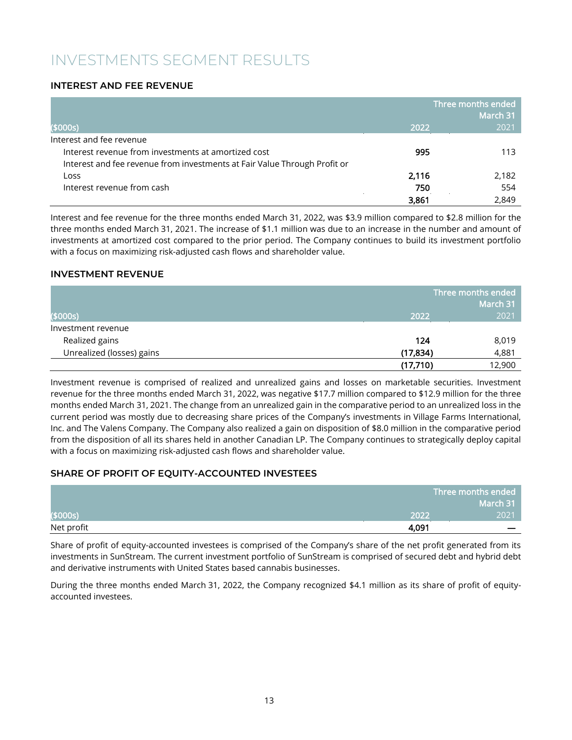# INVESTMENTS SEGMENT RESULTS

## INTEREST AND FEE REVENUE

| ($000s) | Three months ended March 31 2022 | 2021 |
|---|---|---|
| Interest and fee revenue | | |
| Interest revenue from investments at amortized cost | **995** | 113 |
| Interest and fee revenue from investments at Fair Value Through Profit or Loss | **2,116** | 2,182 |
| Interest revenue from cash | **750** | 554 |
| | **3,861** | 2,849 |

Interest and fee revenue for the three months ended March 31, 2022, was $3.9 million compared to $2.8 million for the three months ended March 31, 2021. The increase of $1.1 million was due to an increase in the number and amount of investments at amortized cost compared to the prior period. The Company continues to build its investment portfolio with a focus on maximizing risk-adjusted cash flows and shareholder value.

## INVESTMENT REVENUE

| ($000s) | Three months ended March 31 2022 | 2021 |
|---|---|---|
| Investment revenue | | |
| Realized gains | **124** | 8,019 |
| Unrealized (losses) gains | **(17,834)** | 4,881 |
| | **(17,710)** | 12,900 |

Investment revenue is comprised of realized and unrealized gains and losses on marketable securities. Investment revenue for the three months ended March 31, 2022, was negative $17.7 million compared to $12.9 million for the three months ended March 31, 2021. The change from an unrealized gain in the comparative period to an unrealized loss in the current period was mostly due to decreasing share prices of the Company's investments in Village Farms International, Inc. and The Valens Company. The Company also realized a gain on disposition of $8.0 million in the comparative period from the disposition of all its shares held in another Canadian LP. The Company continues to strategically deploy capital with a focus on maximizing risk-adjusted cash flows and shareholder value.

## SHARE OF PROFIT OF EQUITY-ACCOUNTED INVESTEES

| ($000s) | Three months ended March 31 2022 | 2021 |
|---|---|---|
| Net profit | **4,091** | — |

Share of profit of equity-accounted investees is comprised of the Company's share of the net profit generated from its investments in SunStream. The current investment portfolio of SunStream is comprised of secured debt and hybrid debt and derivative instruments with United States based cannabis businesses.

During the three months ended March 31, 2022, the Company recognized $4.1 million as its share of profit of equity-accounted investees.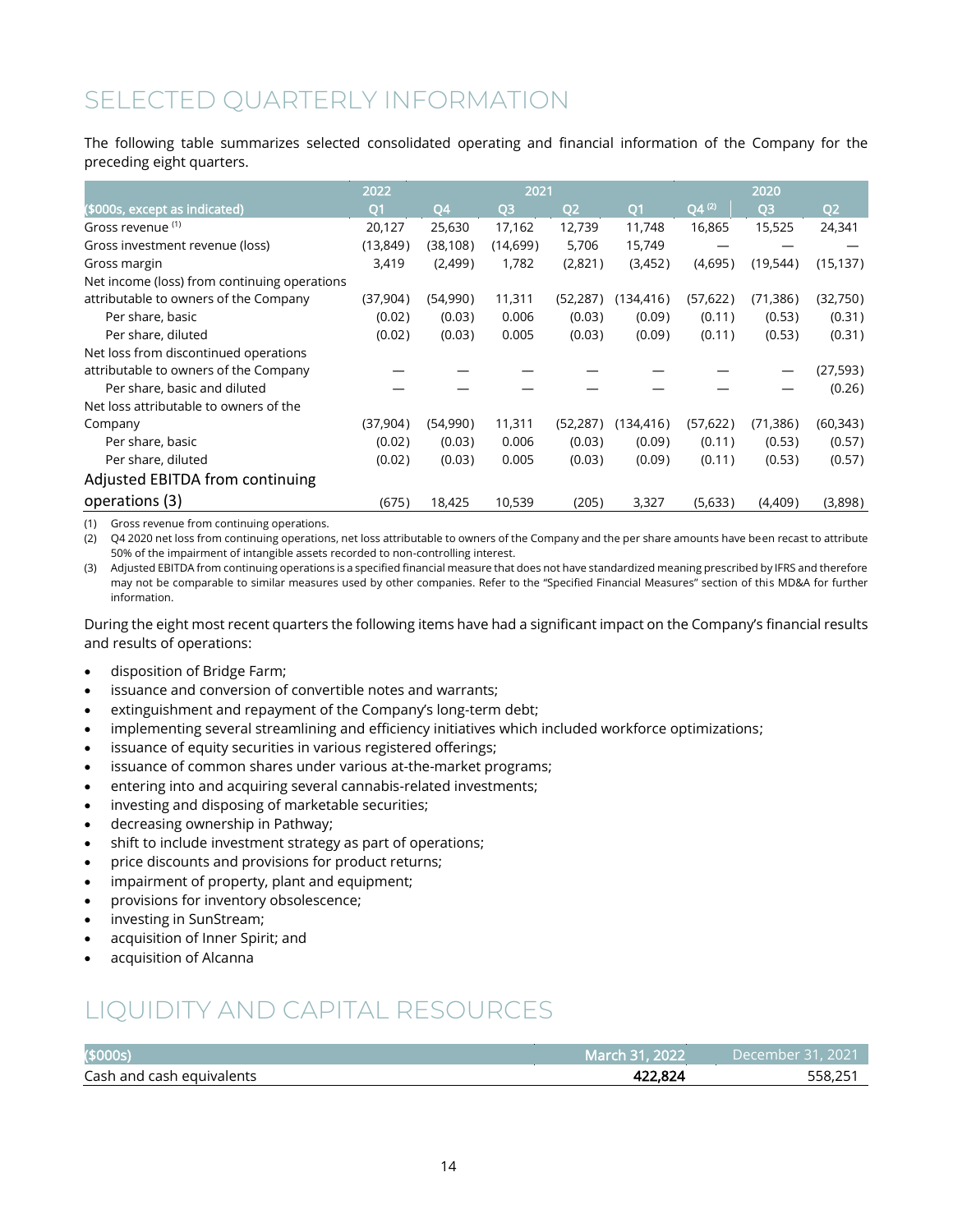# SELECTED QUARTERLY INFORMATION

The following table summarizes selected consolidated operating and financial information of the Company for the preceding eight quarters.

| | 2022 | | 2021 | | | | 2020 | |
|---|---|---|---|---|---|---|---|---|
| ($000s, except as indicated) | Q1 | Q4 | Q3 | Q2 | Q1 | Q4 [(2)] | Q3 | Q2 |
| Gross revenue [(1)] | 20,127 | 25,630 | 17,162 | 12,739 | 11,748 | 16,865 | 15,525 | 24,341 |
| Gross investment revenue (loss) | (13,849) | (38,108) | (14,699) | 5,706 | 15,749 | — | — | — |
| Gross margin | 3,419 | (2,499) | 1,782 | (2,821) | (3,452) | (4,695) | (19,544) | (15,137) |
| Net income (loss) from continuing operations attributable to owners of the Company | (37,904) | (54,990) | 11,311 | (52,287) | (134,416) | (57,622) | (71,386) | (32,750) |
| Per share, basic | (0.02) | (0.03) | 0.006 | (0.03) | (0.09) | (0.11) | (0.53) | (0.31) |
| Per share, diluted | (0.02) | (0.03) | 0.005 | (0.03) | (0.09) | (0.11) | (0.53) | (0.31) |
| Net loss from discontinued operations attributable to owners of the Company | — | — | — | — | — | — | — | (27,593) |
| Per share, basic and diluted | — | — | — | — | — | — | — | (0.26) |
| Net loss attributable to owners of the Company | (37,904) | (54,990) | 11,311 | (52,287) | (134,416) | (57,622) | (71,386) | (60,343) |
| Per share, basic | (0.02) | (0.03) | 0.006 | (0.03) | (0.09) | (0.11) | (0.53) | (0.57) |
| Per share, diluted | (0.02) | (0.03) | 0.005 | (0.03) | (0.09) | (0.11) | (0.53) | (0.57) |
| Adjusted EBITDA from continuing operations (3) | (675) | 18,425 | 10,539 | (205) | 3,327 | (5,633) | (4,409) | (3,898) |

(1) Gross revenue from continuing operations.
(2) Q4 2020 net loss from continuing operations, net loss attributable to owners of the Company and the per share amounts have been recast to attribute 50% of the impairment of intangible assets recorded to non-controlling interest.
(3) Adjusted EBITDA from continuing operations is a specified financial measure that does not have standardized meaning prescribed by IFRS and therefore may not be comparable to similar measures used by other companies. Refer to the "Specified Financial Measures" section of this MD&A for further information.

During the eight most recent quarters the following items have had a significant impact on the Company's financial results and results of operations:

- disposition of Bridge Farm;
- issuance and conversion of convertible notes and warrants;
- extinguishment and repayment of the Company's long-term debt;
- implementing several streamlining and efficiency initiatives which included workforce optimizations;
- issuance of equity securities in various registered offerings;
- issuance of common shares under various at-the-market programs;
- entering into and acquiring several cannabis-related investments;
- investing and disposing of marketable securities;
- decreasing ownership in Pathway;
- shift to include investment strategy as part of operations;
- price discounts and provisions for product returns;
- impairment of property, plant and equipment;
- provisions for inventory obsolescence;
- investing in SunStream;
- acquisition of Inner Spirit; and
- acquisition of Alcanna

# LIQUIDITY AND CAPITAL RESOURCES

| ($000s) | March 31, 2022 | December 31, 2021 |
|---|---|---|
| Cash and cash equivalents | **422,824** | 558,251 |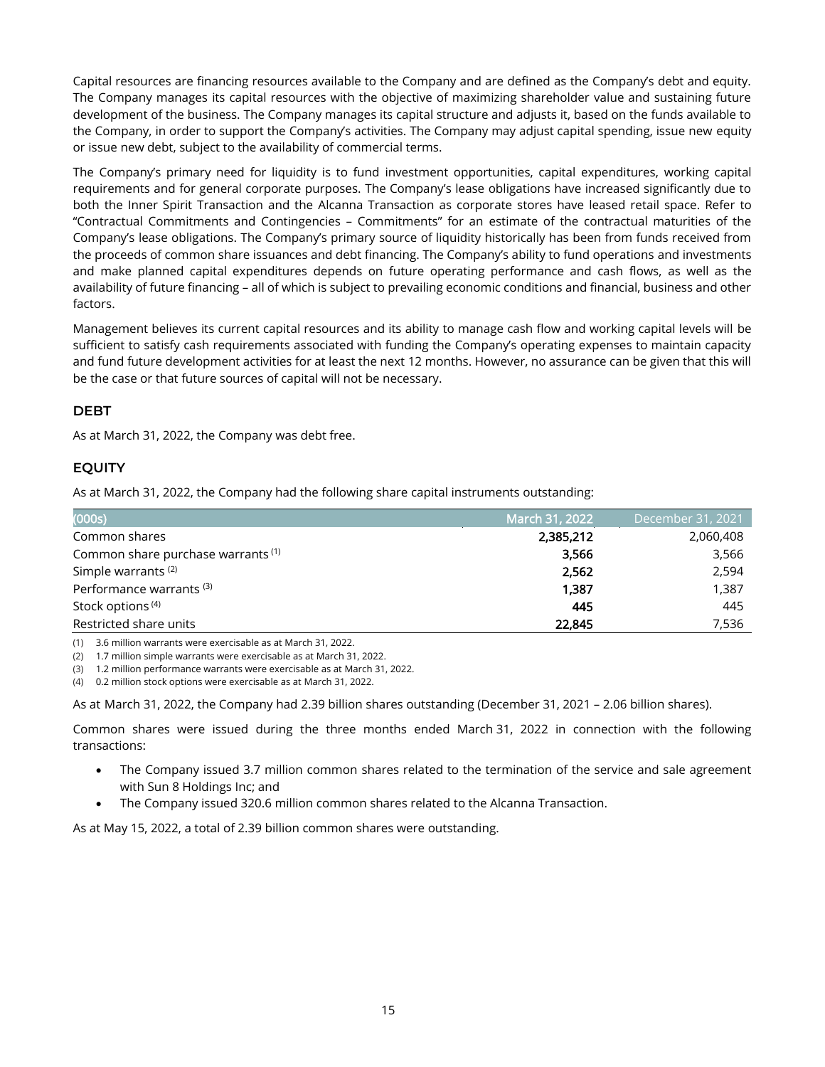Capital resources are financing resources available to the Company and are defined as the Company's debt and equity. The Company manages its capital resources with the objective of maximizing shareholder value and sustaining future development of the business. The Company manages its capital structure and adjusts it, based on the funds available to the Company, in order to support the Company's activities. The Company may adjust capital spending, issue new equity or issue new debt, subject to the availability of commercial terms.

The Company's primary need for liquidity is to fund investment opportunities, capital expenditures, working capital requirements and for general corporate purposes. The Company's lease obligations have increased significantly due to both the Inner Spirit Transaction and the Alcanna Transaction as corporate stores have leased retail space. Refer to "Contractual Commitments and Contingencies – Commitments" for an estimate of the contractual maturities of the Company's lease obligations. The Company's primary source of liquidity historically has been from funds received from the proceeds of common share issuances and debt financing. The Company's ability to fund operations and investments and make planned capital expenditures depends on future operating performance and cash flows, as well as the availability of future financing – all of which is subject to prevailing economic conditions and financial, business and other factors.

Management believes its current capital resources and its ability to manage cash flow and working capital levels will be sufficient to satisfy cash requirements associated with funding the Company's operating expenses to maintain capacity and fund future development activities for at least the next 12 months. However, no assurance can be given that this will be the case or that future sources of capital will not be necessary.

## DEBT

As at March 31, 2022, the Company was debt free.

## EQUITY

As at March 31, 2022, the Company had the following share capital instruments outstanding:

| (000s) | March 31, 2022 | December 31, 2021 |
|---|---|---|
| Common shares | **2,385,212** | 2,060,408 |
| Common share purchase warrants [1] | **3,566** | 3,566 |
| Simple warrants [2] | **2,562** | 2,594 |
| Performance warrants [3] | **1,387** | 1,387 |
| Stock options [4] | **445** | 445 |
| Restricted share units | **22,845** | 7,536 |

(1) 3.6 million warrants were exercisable as at March 31, 2022.
(2) 1.7 million simple warrants were exercisable as at March 31, 2022.
(3) 1.2 million performance warrants were exercisable as at March 31, 2022.
(4) 0.2 million stock options were exercisable as at March 31, 2022.

As at March 31, 2022, the Company had 2.39 billion shares outstanding (December 31, 2021 – 2.06 billion shares).

Common shares were issued during the three months ended March 31, 2022 in connection with the following transactions:

- The Company issued 3.7 million common shares related to the termination of the service and sale agreement with Sun 8 Holdings Inc; and
- The Company issued 320.6 million common shares related to the Alcanna Transaction.

As at May 15, 2022, a total of 2.39 billion common shares were outstanding.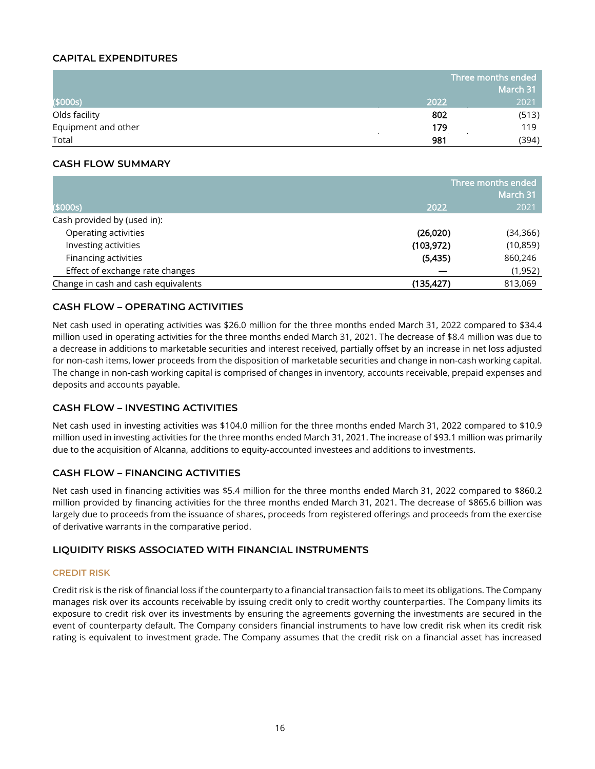## CAPITAL EXPENDITURES

| ($000s) | Three months ended March 31 2022 | 2021 |
|---|---|---|
| Olds facility | **802** | (513) |
| Equipment and other | **179** | 119 |
| Total | **981** | (394) |

## CASH FLOW SUMMARY

| ($000s) | Three months ended March 31 2022 | 2021 |
|---|---|---|
| Cash provided by (used in): | | |
| Operating activities | **(26,020)** | (34,366) |
| Investing activities | **(103,972)** | (10,859) |
| Financing activities | **(5,435)** | 860,246 |
| Effect of exchange rate changes | **—** | (1,952) |
| Change in cash and cash equivalents | **(135,427)** | 813,069 |

## CASH FLOW – OPERATING ACTIVITIES

Net cash used in operating activities was $26.0 million for the three months ended March 31, 2022 compared to $34.4 million used in operating activities for the three months ended March 31, 2021. The decrease of $8.4 million was due to a decrease in additions to marketable securities and interest received, partially offset by an increase in net loss adjusted for non-cash items, lower proceeds from the disposition of marketable securities and change in non-cash working capital. The change in non-cash working capital is comprised of changes in inventory, accounts receivable, prepaid expenses and deposits and accounts payable.

## CASH FLOW – INVESTING ACTIVITIES

Net cash used in investing activities was $104.0 million for the three months ended March 31, 2022 compared to $10.9 million used in investing activities for the three months ended March 31, 2021. The increase of $93.1 million was primarily due to the acquisition of Alcanna, additions to equity-accounted investees and additions to investments.

## CASH FLOW – FINANCING ACTIVITIES

Net cash used in financing activities was $5.4 million for the three months ended March 31, 2022 compared to $860.2 million provided by financing activities for the three months ended March 31, 2021. The decrease of $865.6 billion was largely due to proceeds from the issuance of shares, proceeds from registered offerings and proceeds from the exercise of derivative warrants in the comparative period.

## LIQUIDITY RISKS ASSOCIATED WITH FINANCIAL INSTRUMENTS

### CREDIT RISK

Credit risk is the risk of financial loss if the counterparty to a financial transaction fails to meet its obligations. The Company manages risk over its accounts receivable by issuing credit only to credit worthy counterparties. The Company limits its exposure to credit risk over its investments by ensuring the agreements governing the investments are secured in the event of counterparty default. The Company considers financial instruments to have low credit risk when its credit risk rating is equivalent to investment grade. The Company assumes that the credit risk on a financial asset has increased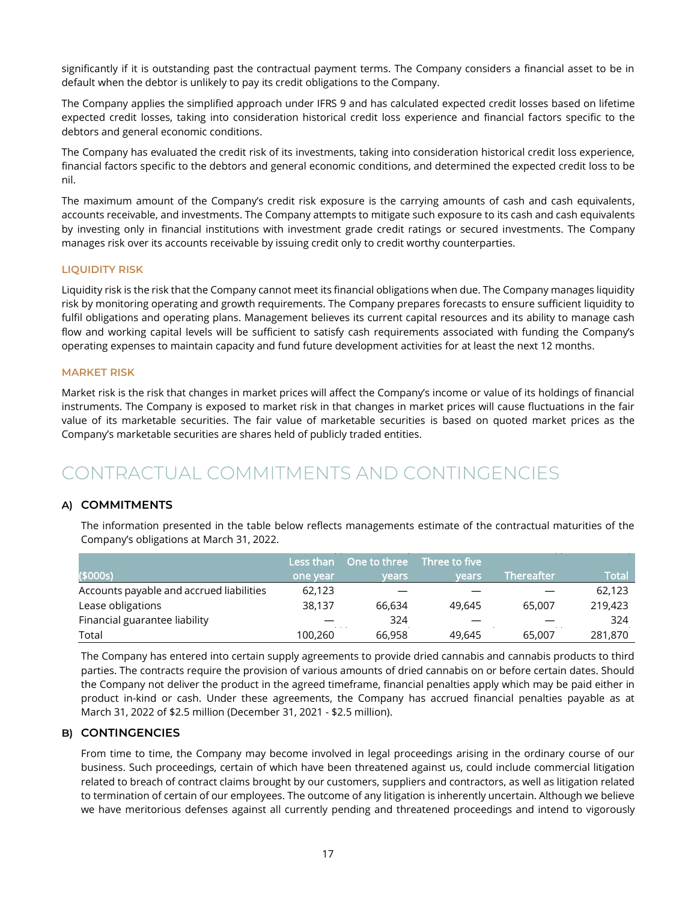significantly if it is outstanding past the contractual payment terms. The Company considers a financial asset to be in default when the debtor is unlikely to pay its credit obligations to the Company.

The Company applies the simplified approach under IFRS 9 and has calculated expected credit losses based on lifetime expected credit losses, taking into consideration historical credit loss experience and financial factors specific to the debtors and general economic conditions.

The Company has evaluated the credit risk of its investments, taking into consideration historical credit loss experience, financial factors specific to the debtors and general economic conditions, and determined the expected credit loss to be nil.

The maximum amount of the Company's credit risk exposure is the carrying amounts of cash and cash equivalents, accounts receivable, and investments. The Company attempts to mitigate such exposure to its cash and cash equivalents by investing only in financial institutions with investment grade credit ratings or secured investments. The Company manages risk over its accounts receivable by issuing credit only to credit worthy counterparties.

### LIQUIDITY RISK

Liquidity risk is the risk that the Company cannot meet its financial obligations when due. The Company manages liquidity risk by monitoring operating and growth requirements. The Company prepares forecasts to ensure sufficient liquidity to fulfil obligations and operating plans. Management believes its current capital resources and its ability to manage cash flow and working capital levels will be sufficient to satisfy cash requirements associated with funding the Company's operating expenses to maintain capacity and fund future development activities for at least the next 12 months.

### MARKET RISK

Market risk is the risk that changes in market prices will affect the Company's income or value of its holdings of financial instruments. The Company is exposed to market risk in that changes in market prices will cause fluctuations in the fair value of its marketable securities. The fair value of marketable securities is based on quoted market prices as the Company's marketable securities are shares held of publicly traded entities.

# CONTRACTUAL COMMITMENTS AND CONTINGENCIES

## A) COMMITMENTS

The information presented in the table below reflects managements estimate of the contractual maturities of the Company's obligations at March 31, 2022.

| ($000s) | Less than one year | One to three years | Three to five years | Thereafter | Total |
|---|---|---|---|---|---|
| Accounts payable and accrued liabilities | 62,123 | — | — | — | 62,123 |
| Lease obligations | 38,137 | 66,634 | 49,645 | 65,007 | 219,423 |
| Financial guarantee liability | — | 324 | — | — | 324 |
| Total | 100,260 | 66,958 | 49,645 | 65,007 | 281,870 |

The Company has entered into certain supply agreements to provide dried cannabis and cannabis products to third parties. The contracts require the provision of various amounts of dried cannabis on or before certain dates. Should the Company not deliver the product in the agreed timeframe, financial penalties apply which may be paid either in product in-kind or cash. Under these agreements, the Company has accrued financial penalties payable as at March 31, 2022 of $2.5 million (December 31, 2021 - $2.5 million).

## B) CONTINGENCIES

From time to time, the Company may become involved in legal proceedings arising in the ordinary course of our business. Such proceedings, certain of which have been threatened against us, could include commercial litigation related to breach of contract claims brought by our customers, suppliers and contractors, as well as litigation related to termination of certain of our employees. The outcome of any litigation is inherently uncertain. Although we believe we have meritorious defenses against all currently pending and threatened proceedings and intend to vigorously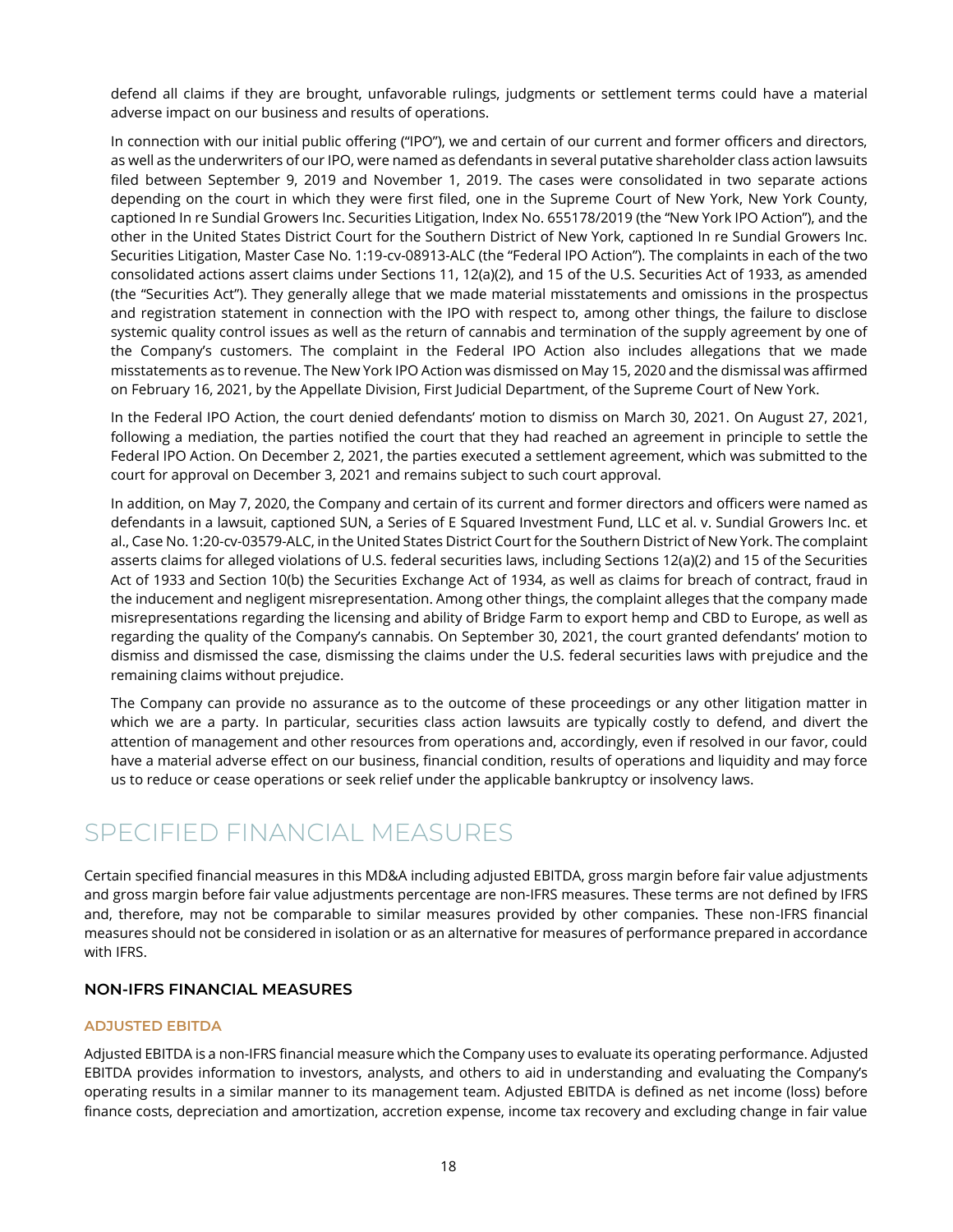defend all claims if they are brought, unfavorable rulings, judgments or settlement terms could have a material adverse impact on our business and results of operations.

In connection with our initial public offering ("IPO"), we and certain of our current and former officers and directors, as well as the underwriters of our IPO, were named as defendants in several putative shareholder class action lawsuits filed between September 9, 2019 and November 1, 2019. The cases were consolidated in two separate actions depending on the court in which they were first filed, one in the Supreme Court of New York, New York County, captioned In re Sundial Growers Inc. Securities Litigation, Index No. 655178/2019 (the "New York IPO Action"), and the other in the United States District Court for the Southern District of New York, captioned In re Sundial Growers Inc. Securities Litigation, Master Case No. 1:19-cv-08913-ALC (the "Federal IPO Action"). The complaints in each of the two consolidated actions assert claims under Sections 11, 12(a)(2), and 15 of the U.S. Securities Act of 1933, as amended (the "Securities Act"). They generally allege that we made material misstatements and omissions in the prospectus and registration statement in connection with the IPO with respect to, among other things, the failure to disclose systemic quality control issues as well as the return of cannabis and termination of the supply agreement by one of the Company's customers. The complaint in the Federal IPO Action also includes allegations that we made misstatements as to revenue. The New York IPO Action was dismissed on May 15, 2020 and the dismissal was affirmed on February 16, 2021, by the Appellate Division, First Judicial Department, of the Supreme Court of New York.

In the Federal IPO Action, the court denied defendants' motion to dismiss on March 30, 2021. On August 27, 2021, following a mediation, the parties notified the court that they had reached an agreement in principle to settle the Federal IPO Action. On December 2, 2021, the parties executed a settlement agreement, which was submitted to the court for approval on December 3, 2021 and remains subject to such court approval.

In addition, on May 7, 2020, the Company and certain of its current and former directors and officers were named as defendants in a lawsuit, captioned SUN, a Series of E Squared Investment Fund, LLC et al. v. Sundial Growers Inc. et al., Case No. 1:20-cv-03579-ALC, in the United States District Court for the Southern District of New York. The complaint asserts claims for alleged violations of U.S. federal securities laws, including Sections 12(a)(2) and 15 of the Securities Act of 1933 and Section 10(b) the Securities Exchange Act of 1934, as well as claims for breach of contract, fraud in the inducement and negligent misrepresentation. Among other things, the complaint alleges that the company made misrepresentations regarding the licensing and ability of Bridge Farm to export hemp and CBD to Europe, as well as regarding the quality of the Company's cannabis. On September 30, 2021, the court granted defendants' motion to dismiss and dismissed the case, dismissing the claims under the U.S. federal securities laws with prejudice and the remaining claims without prejudice.

The Company can provide no assurance as to the outcome of these proceedings or any other litigation matter in which we are a party. In particular, securities class action lawsuits are typically costly to defend, and divert the attention of management and other resources from operations and, accordingly, even if resolved in our favor, could have a material adverse effect on our business, financial condition, results of operations and liquidity and may force us to reduce or cease operations or seek relief under the applicable bankruptcy or insolvency laws.

# SPECIFIED FINANCIAL MEASURES

Certain specified financial measures in this MD&A including adjusted EBITDA, gross margin before fair value adjustments and gross margin before fair value adjustments percentage are non-IFRS measures. These terms are not defined by IFRS and, therefore, may not be comparable to similar measures provided by other companies. These non-IFRS financial measures should not be considered in isolation or as an alternative for measures of performance prepared in accordance with IFRS.

## NON-IFRS FINANCIAL MEASURES

### ADJUSTED EBITDA

Adjusted EBITDA is a non-IFRS financial measure which the Company uses to evaluate its operating performance. Adjusted EBITDA provides information to investors, analysts, and others to aid in understanding and evaluating the Company's operating results in a similar manner to its management team. Adjusted EBITDA is defined as net income (loss) before finance costs, depreciation and amortization, accretion expense, income tax recovery and excluding change in fair value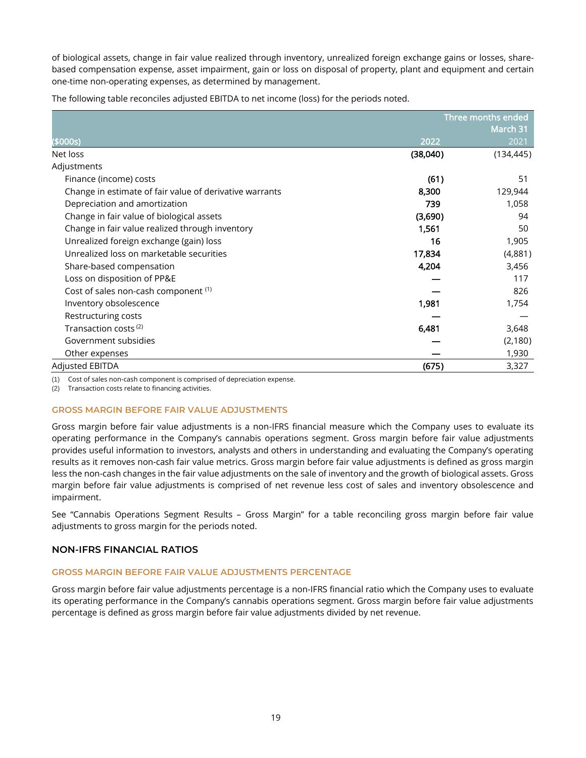of biological assets, change in fair value realized through inventory, unrealized foreign exchange gains or losses, share-based compensation expense, asset impairment, gain or loss on disposal of property, plant and equipment and certain one-time non-operating expenses, as determined by management.

The following table reconciles adjusted EBITDA to net income (loss) for the periods noted.

| | Three months ended March 31 | |
|---|---|---|
| ($000s) | 2022 | 2021 |
| Net loss | **(38,040)** | (134,445) |
| Adjustments | | |
| Finance (income) costs | **(61)** | 51 |
| Change in estimate of fair value of derivative warrants | **8,300** | 129,944 |
| Depreciation and amortization | **739** | 1,058 |
| Change in fair value of biological assets | **(3,690)** | 94 |
| Change in fair value realized through inventory | **1,561** | 50 |
| Unrealized foreign exchange (gain) loss | **16** | 1,905 |
| Unrealized loss on marketable securities | **17,834** | (4,881) |
| Share-based compensation | **4,204** | 3,456 |
| Loss on disposition of PP&E | **—** | 117 |
| Cost of sales non-cash component [(1)] | **—** | 826 |
| Inventory obsolescence | **1,981** | 1,754 |
| Restructuring costs | **—** | — |
| Transaction costs [(2)] | **6,481** | 3,648 |
| Government subsidies | **—** | (2,180) |
| Other expenses | **—** | 1,930 |
| Adjusted EBITDA | **(675)** | 3,327 |

(1) Cost of sales non-cash component is comprised of depreciation expense.
(2) Transaction costs relate to financing activities.

### GROSS MARGIN BEFORE FAIR VALUE ADJUSTMENTS

Gross margin before fair value adjustments is a non-IFRS financial measure which the Company uses to evaluate its operating performance in the Company's cannabis operations segment. Gross margin before fair value adjustments provides useful information to investors, analysts and others in understanding and evaluating the Company's operating results as it removes non-cash fair value metrics. Gross margin before fair value adjustments is defined as gross margin less the non-cash changes in the fair value adjustments on the sale of inventory and the growth of biological assets. Gross margin before fair value adjustments is comprised of net revenue less cost of sales and inventory obsolescence and impairment.

See "Cannabis Operations Segment Results – Gross Margin" for a table reconciling gross margin before fair value adjustments to gross margin for the periods noted.

## NON-IFRS FINANCIAL RATIOS

### GROSS MARGIN BEFORE FAIR VALUE ADJUSTMENTS PERCENTAGE

Gross margin before fair value adjustments percentage is a non-IFRS financial ratio which the Company uses to evaluate its operating performance in the Company's cannabis operations segment. Gross margin before fair value adjustments percentage is defined as gross margin before fair value adjustments divided by net revenue.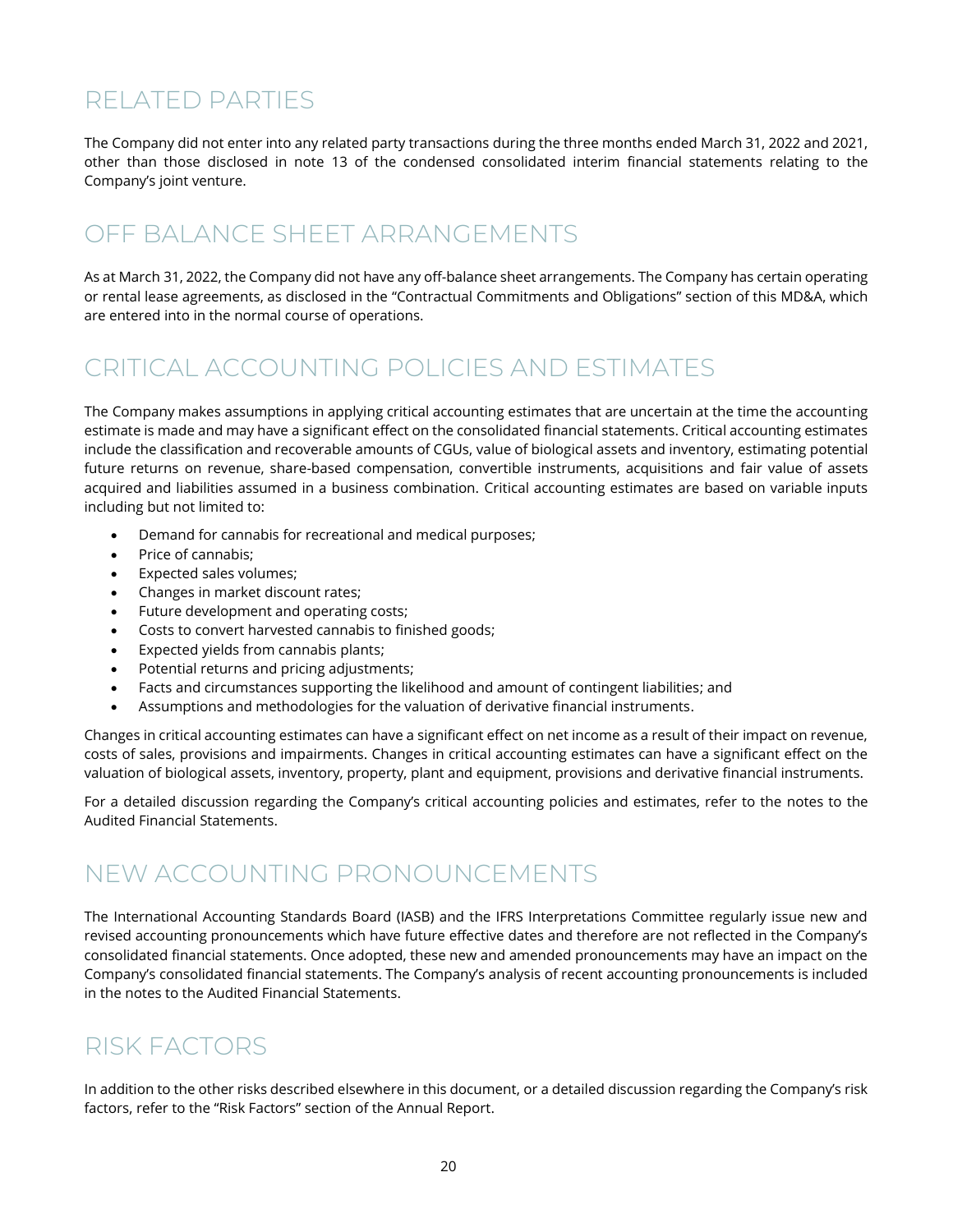## RELATED PARTIES

The Company did not enter into any related party transactions during the three months ended March 31, 2022 and 2021, other than those disclosed in note 13 of the condensed consolidated interim financial statements relating to the Company's joint venture.

## OFF BALANCE SHEET ARRANGEMENTS

As at March 31, 2022, the Company did not have any off-balance sheet arrangements. The Company has certain operating or rental lease agreements, as disclosed in the "Contractual Commitments and Obligations" section of this MD&A, which are entered into in the normal course of operations.

## CRITICAL ACCOUNTING POLICIES AND ESTIMATES

The Company makes assumptions in applying critical accounting estimates that are uncertain at the time the accounting estimate is made and may have a significant effect on the consolidated financial statements. Critical accounting estimates include the classification and recoverable amounts of CGUs, value of biological assets and inventory, estimating potential future returns on revenue, share-based compensation, convertible instruments, acquisitions and fair value of assets acquired and liabilities assumed in a business combination. Critical accounting estimates are based on variable inputs including but not limited to:

- Demand for cannabis for recreational and medical purposes;
- Price of cannabis;
- Expected sales volumes;
- Changes in market discount rates;
- Future development and operating costs;
- Costs to convert harvested cannabis to finished goods;
- Expected yields from cannabis plants;
- Potential returns and pricing adjustments;
- Facts and circumstances supporting the likelihood and amount of contingent liabilities; and
- Assumptions and methodologies for the valuation of derivative financial instruments.

Changes in critical accounting estimates can have a significant effect on net income as a result of their impact on revenue, costs of sales, provisions and impairments. Changes in critical accounting estimates can have a significant effect on the valuation of biological assets, inventory, property, plant and equipment, provisions and derivative financial instruments.

For a detailed discussion regarding the Company's critical accounting policies and estimates, refer to the notes to the Audited Financial Statements.

## NEW ACCOUNTING PRONOUNCEMENTS

The International Accounting Standards Board (IASB) and the IFRS Interpretations Committee regularly issue new and revised accounting pronouncements which have future effective dates and therefore are not reflected in the Company's consolidated financial statements. Once adopted, these new and amended pronouncements may have an impact on the Company's consolidated financial statements. The Company's analysis of recent accounting pronouncements is included in the notes to the Audited Financial Statements.

## RISK FACTORS

In addition to the other risks described elsewhere in this document, or a detailed discussion regarding the Company's risk factors, refer to the "Risk Factors" section of the Annual Report.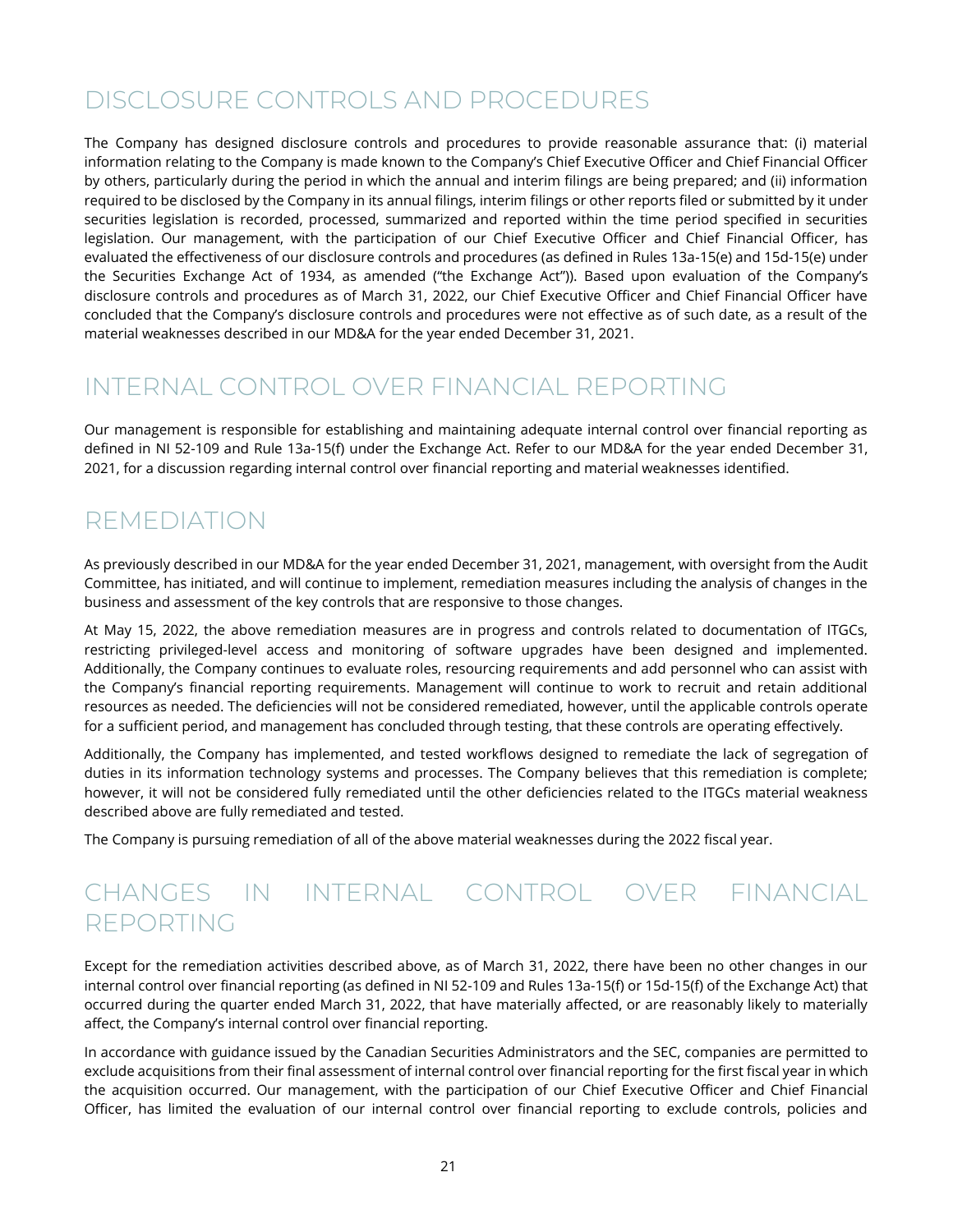## DISCLOSURE CONTROLS AND PROCEDURES

The Company has designed disclosure controls and procedures to provide reasonable assurance that: (i) material information relating to the Company is made known to the Company's Chief Executive Officer and Chief Financial Officer by others, particularly during the period in which the annual and interim filings are being prepared; and (ii) information required to be disclosed by the Company in its annual filings, interim filings or other reports filed or submitted by it under securities legislation is recorded, processed, summarized and reported within the time period specified in securities legislation. Our management, with the participation of our Chief Executive Officer and Chief Financial Officer, has evaluated the effectiveness of our disclosure controls and procedures (as defined in Rules 13a-15(e) and 15d-15(e) under the Securities Exchange Act of 1934, as amended ("the Exchange Act")). Based upon evaluation of the Company's disclosure controls and procedures as of March 31, 2022, our Chief Executive Officer and Chief Financial Officer have concluded that the Company's disclosure controls and procedures were not effective as of such date, as a result of the material weaknesses described in our MD&A for the year ended December 31, 2021.

## INTERNAL CONTROL OVER FINANCIAL REPORTING

Our management is responsible for establishing and maintaining adequate internal control over financial reporting as defined in NI 52-109 and Rule 13a-15(f) under the Exchange Act. Refer to our MD&A for the year ended December 31, 2021, for a discussion regarding internal control over financial reporting and material weaknesses identified.

## REMEDIATION

As previously described in our MD&A for the year ended December 31, 2021, management, with oversight from the Audit Committee, has initiated, and will continue to implement, remediation measures including the analysis of changes in the business and assessment of the key controls that are responsive to those changes.

At May 15, 2022, the above remediation measures are in progress and controls related to documentation of ITGCs, restricting privileged-level access and monitoring of software upgrades have been designed and implemented. Additionally, the Company continues to evaluate roles, resourcing requirements and add personnel who can assist with the Company's financial reporting requirements. Management will continue to work to recruit and retain additional resources as needed. The deficiencies will not be considered remediated, however, until the applicable controls operate for a sufficient period, and management has concluded through testing, that these controls are operating effectively.

Additionally, the Company has implemented, and tested workflows designed to remediate the lack of segregation of duties in its information technology systems and processes. The Company believes that this remediation is complete; however, it will not be considered fully remediated until the other deficiencies related to the ITGCs material weakness described above are fully remediated and tested.

The Company is pursuing remediation of all of the above material weaknesses during the 2022 fiscal year.

## CHANGES IN INTERNAL CONTROL OVER FINANCIAL REPORTING

Except for the remediation activities described above, as of March 31, 2022, there have been no other changes in our internal control over financial reporting (as defined in NI 52-109 and Rules 13a-15(f) or 15d-15(f) of the Exchange Act) that occurred during the quarter ended March 31, 2022, that have materially affected, or are reasonably likely to materially affect, the Company's internal control over financial reporting.

In accordance with guidance issued by the Canadian Securities Administrators and the SEC, companies are permitted to exclude acquisitions from their final assessment of internal control over financial reporting for the first fiscal year in which the acquisition occurred. Our management, with the participation of our Chief Executive Officer and Chief Financial Officer, has limited the evaluation of our internal control over financial reporting to exclude controls, policies and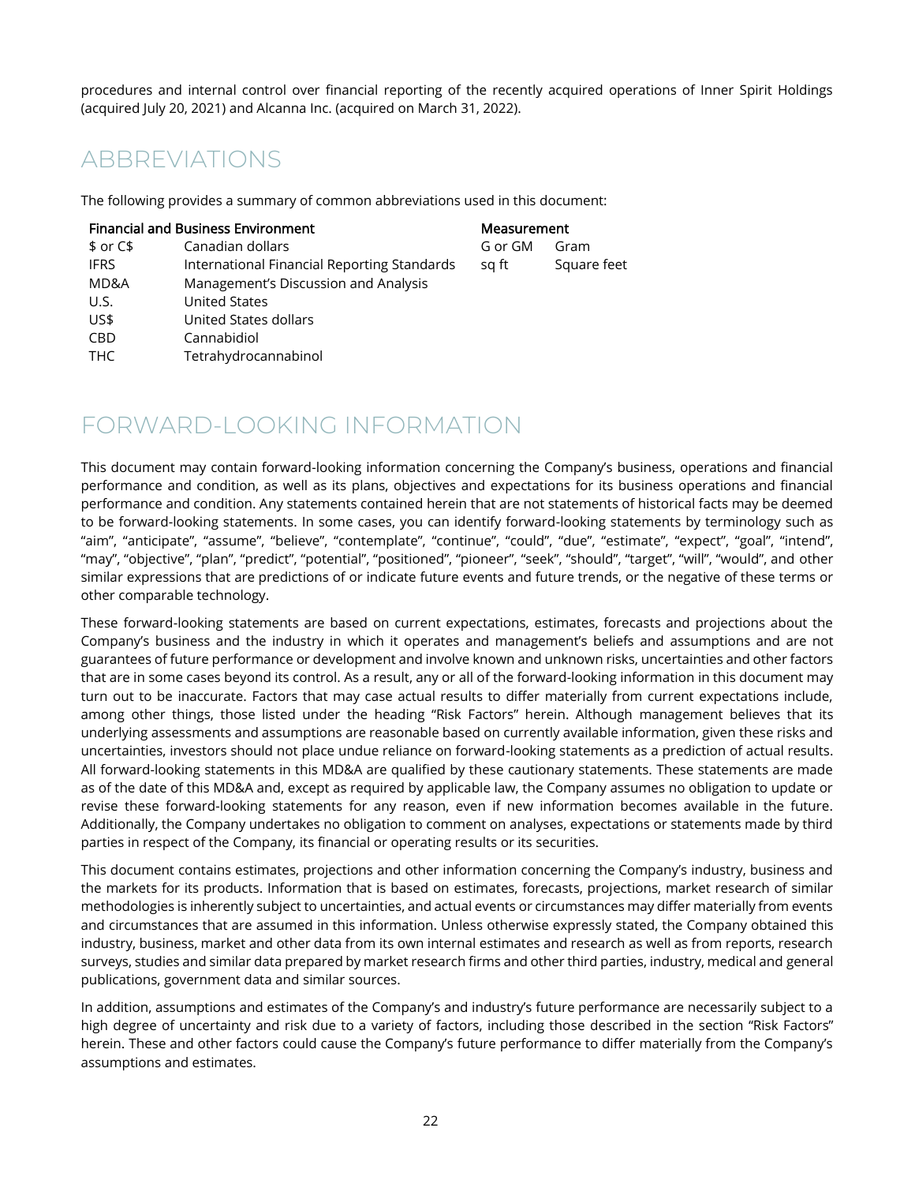procedures and internal control over financial reporting of the recently acquired operations of Inner Spirit Holdings (acquired July 20, 2021) and Alcanna Inc. (acquired on March 31, 2022).

# ABBREVIATIONS

The following provides a summary of common abbreviations used in this document:

| Financial and Business Environment | | Measurement | |
|---|---|---|---|
| $ or C$ | Canadian dollars | G or GM | Gram |
| IFRS | International Financial Reporting Standards | sq ft | Square feet |
| MD&A | Management's Discussion and Analysis | | |
| U.S. | United States | | |
| US$ | United States dollars | | |
| CBD | Cannabidiol | | |
| THC | Tetrahydrocannabinol | | |

# FORWARD-LOOKING INFORMATION

This document may contain forward-looking information concerning the Company's business, operations and financial performance and condition, as well as its plans, objectives and expectations for its business operations and financial performance and condition. Any statements contained herein that are not statements of historical facts may be deemed to be forward-looking statements. In some cases, you can identify forward-looking statements by terminology such as "aim", "anticipate", "assume", "believe", "contemplate", "continue", "could", "due", "estimate", "expect", "goal", "intend", "may", "objective", "plan", "predict", "potential", "positioned", "pioneer", "seek", "should", "target", "will", "would", and other similar expressions that are predictions of or indicate future events and future trends, or the negative of these terms or other comparable technology.

These forward-looking statements are based on current expectations, estimates, forecasts and projections about the Company's business and the industry in which it operates and management's beliefs and assumptions and are not guarantees of future performance or development and involve known and unknown risks, uncertainties and other factors that are in some cases beyond its control. As a result, any or all of the forward-looking information in this document may turn out to be inaccurate. Factors that may case actual results to differ materially from current expectations include, among other things, those listed under the heading "Risk Factors" herein. Although management believes that its underlying assessments and assumptions are reasonable based on currently available information, given these risks and uncertainties, investors should not place undue reliance on forward-looking statements as a prediction of actual results. All forward-looking statements in this MD&A are qualified by these cautionary statements. These statements are made as of the date of this MD&A and, except as required by applicable law, the Company assumes no obligation to update or revise these forward-looking statements for any reason, even if new information becomes available in the future. Additionally, the Company undertakes no obligation to comment on analyses, expectations or statements made by third parties in respect of the Company, its financial or operating results or its securities.

This document contains estimates, projections and other information concerning the Company's industry, business and the markets for its products. Information that is based on estimates, forecasts, projections, market research of similar methodologies is inherently subject to uncertainties, and actual events or circumstances may differ materially from events and circumstances that are assumed in this information. Unless otherwise expressly stated, the Company obtained this industry, business, market and other data from its own internal estimates and research as well as from reports, research surveys, studies and similar data prepared by market research firms and other third parties, industry, medical and general publications, government data and similar sources.

In addition, assumptions and estimates of the Company's and industry's future performance are necessarily subject to a high degree of uncertainty and risk due to a variety of factors, including those described in the section "Risk Factors" herein. These and other factors could cause the Company's future performance to differ materially from the Company's assumptions and estimates.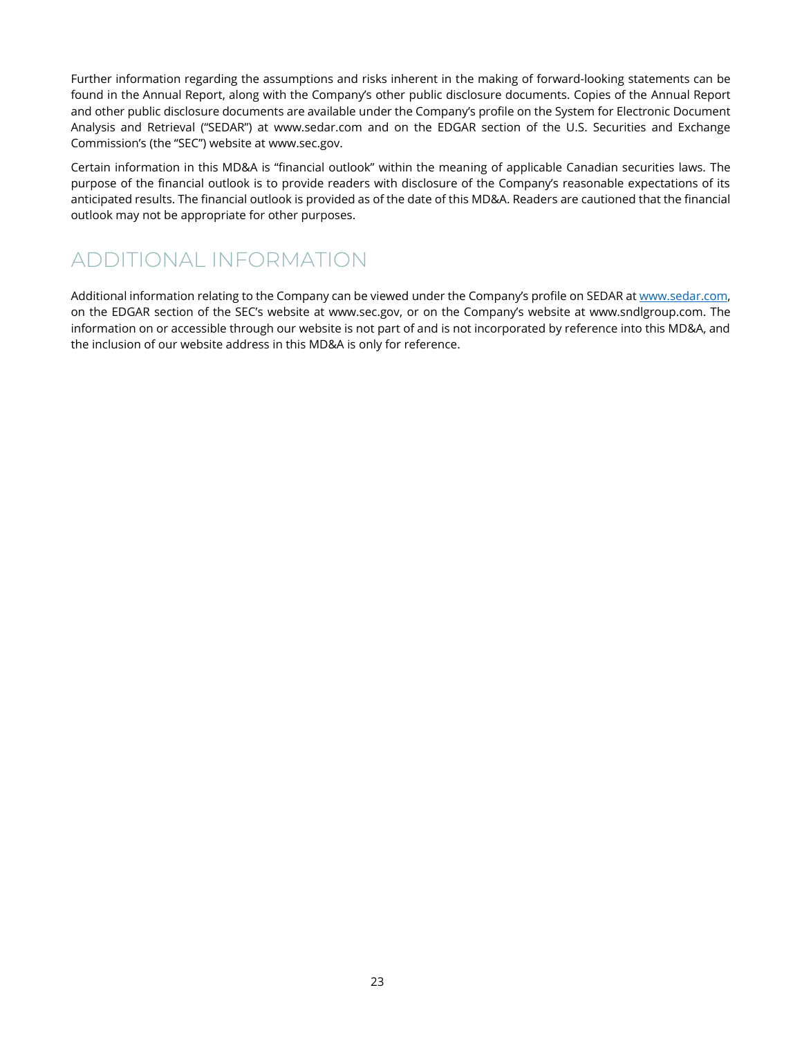Further information regarding the assumptions and risks inherent in the making of forward-looking statements can be found in the Annual Report, along with the Company's other public disclosure documents. Copies of the Annual Report and other public disclosure documents are available under the Company's profile on the System for Electronic Document Analysis and Retrieval ("SEDAR") at www.sedar.com and on the EDGAR section of the U.S. Securities and Exchange Commission's (the "SEC") website at www.sec.gov.

Certain information in this MD&A is "financial outlook" within the meaning of applicable Canadian securities laws. The purpose of the financial outlook is to provide readers with disclosure of the Company's reasonable expectations of its anticipated results. The financial outlook is provided as of the date of this MD&A. Readers are cautioned that the financial outlook may not be appropriate for other purposes.

## ADDITIONAL INFORMATION

Additional information relating to the Company can be viewed under the Company's profile on SEDAR at www.sedar.com, on the EDGAR section of the SEC's website at www.sec.gov, or on the Company's website at www.sndlgroup.com. The information on or accessible through our website is not part of and is not incorporated by reference into this MD&A, and the inclusion of our website address in this MD&A is only for reference.